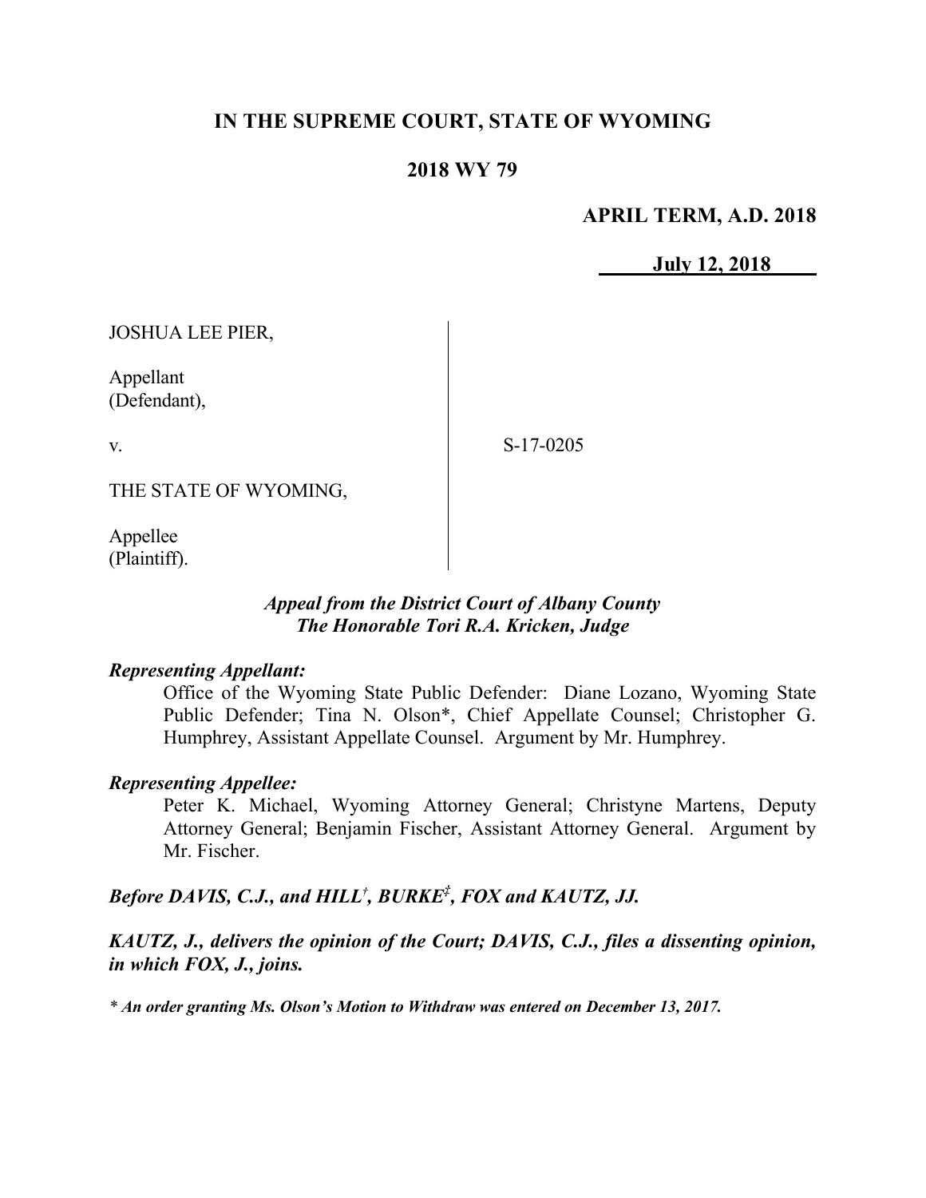# IN THE SUPREME COURT, STATE OF WYOMING

## 2018 WY 79

**APRIL TERM, A.D. 2018**

**July 12, 2018**

JOSHUA LEE PIER,

Appellant
(Defendant),

v.

S-17-0205

THE STATE OF WYOMING,

Appellee
(Plaintiff).

***Appeal from the District Court of Albany County***
***The Honorable Tori R.A. Kricken, Judge***

***Representing Appellant:***

Office of the Wyoming State Public Defender: Diane Lozano, Wyoming State Public Defender; Tina N. Olson*, Chief Appellate Counsel; Christopher G. Humphrey, Assistant Appellate Counsel. Argument by Mr. Humphrey.

***Representing Appellee:***

Peter K. Michael, Wyoming Attorney General; Christyne Martens, Deputy Attorney General; Benjamin Fischer, Assistant Attorney General. Argument by Mr. Fischer.

***Before DAVIS, C.J., and HILL[†], BURKE[‡], FOX and KAUTZ, JJ.***

***KAUTZ, J., delivers the opinion of the Court; DAVIS, C.J., files a dissenting opinion, in which FOX, J., joins.***

*\* An order granting Ms. Olson's Motion to Withdraw was entered on December 13, 2017.*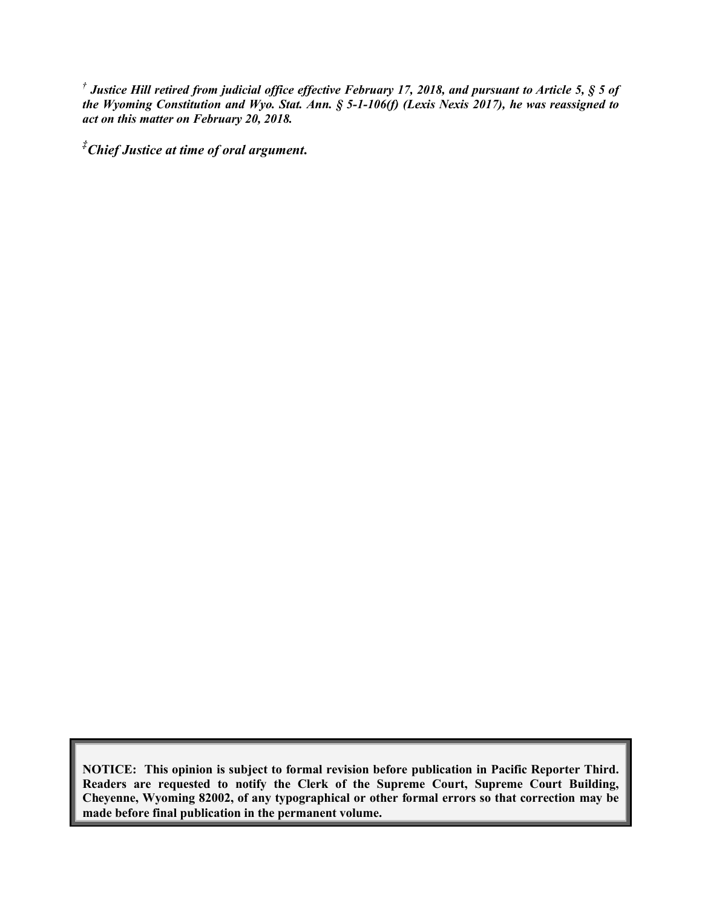*† Justice Hill retired from judicial office effective February 17, 2018, and pursuant to Article 5, § 5 of the Wyoming Constitution and Wyo. Stat. Ann. § 5-1-106(f) (Lexis Nexis 2017), he was reassigned to act on this matter on February 20, 2018.*

*‡ Chief Justice at time of oral argument.*

**NOTICE: This opinion is subject to formal revision before publication in Pacific Reporter Third. Readers are requested to notify the Clerk of the Supreme Court, Supreme Court Building, Cheyenne, Wyoming 82002, of any typographical or other formal errors so that correction may be made before final publication in the permanent volume.**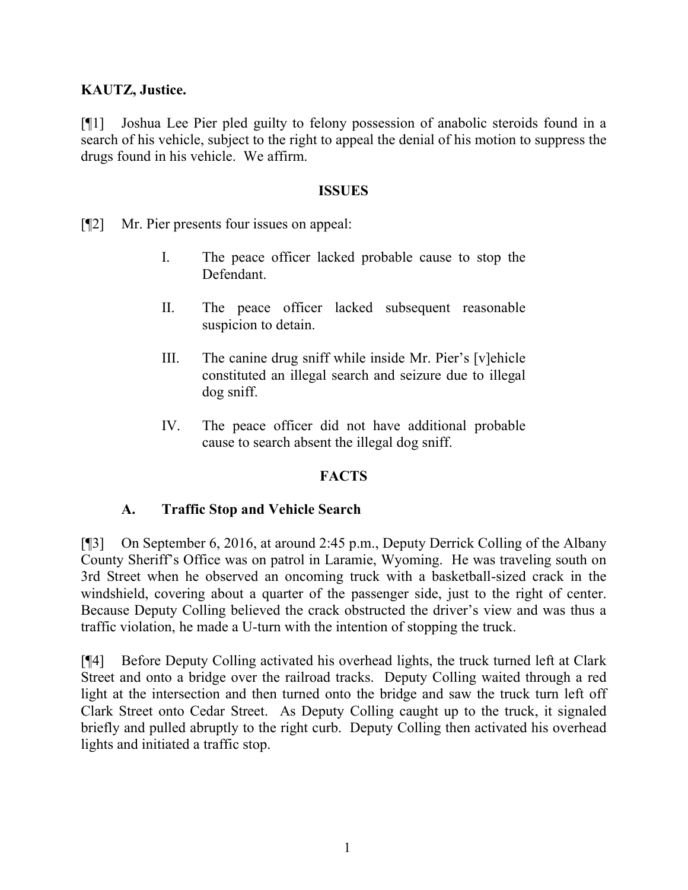**KAUTZ, Justice.**

[¶1] Joshua Lee Pier pled guilty to felony possession of anabolic steroids found in a search of his vehicle, subject to the right to appeal the denial of his motion to suppress the drugs found in his vehicle. We affirm.

## ISSUES

[¶2] Mr. Pier presents four issues on appeal:

> I. The peace officer lacked probable cause to stop the Defendant.
>
> II. The peace officer lacked subsequent reasonable suspicion to detain.
>
> III. The canine drug sniff while inside Mr. Pier's [v]ehicle constituted an illegal search and seizure due to illegal dog sniff.
>
> IV. The peace officer did not have additional probable cause to search absent the illegal dog sniff.

## FACTS

### A. Traffic Stop and Vehicle Search

[¶3] On September 6, 2016, at around 2:45 p.m., Deputy Derrick Colling of the Albany County Sheriff's Office was on patrol in Laramie, Wyoming. He was traveling south on 3rd Street when he observed an oncoming truck with a basketball-sized crack in the windshield, covering about a quarter of the passenger side, just to the right of center. Because Deputy Colling believed the crack obstructed the driver's view and was thus a traffic violation, he made a U-turn with the intention of stopping the truck.

[¶4] Before Deputy Colling activated his overhead lights, the truck turned left at Clark Street and onto a bridge over the railroad tracks. Deputy Colling waited through a red light at the intersection and then turned onto the bridge and saw the truck turn left off Clark Street onto Cedar Street. As Deputy Colling caught up to the truck, it signaled briefly and pulled abruptly to the right curb. Deputy Colling then activated his overhead lights and initiated a traffic stop.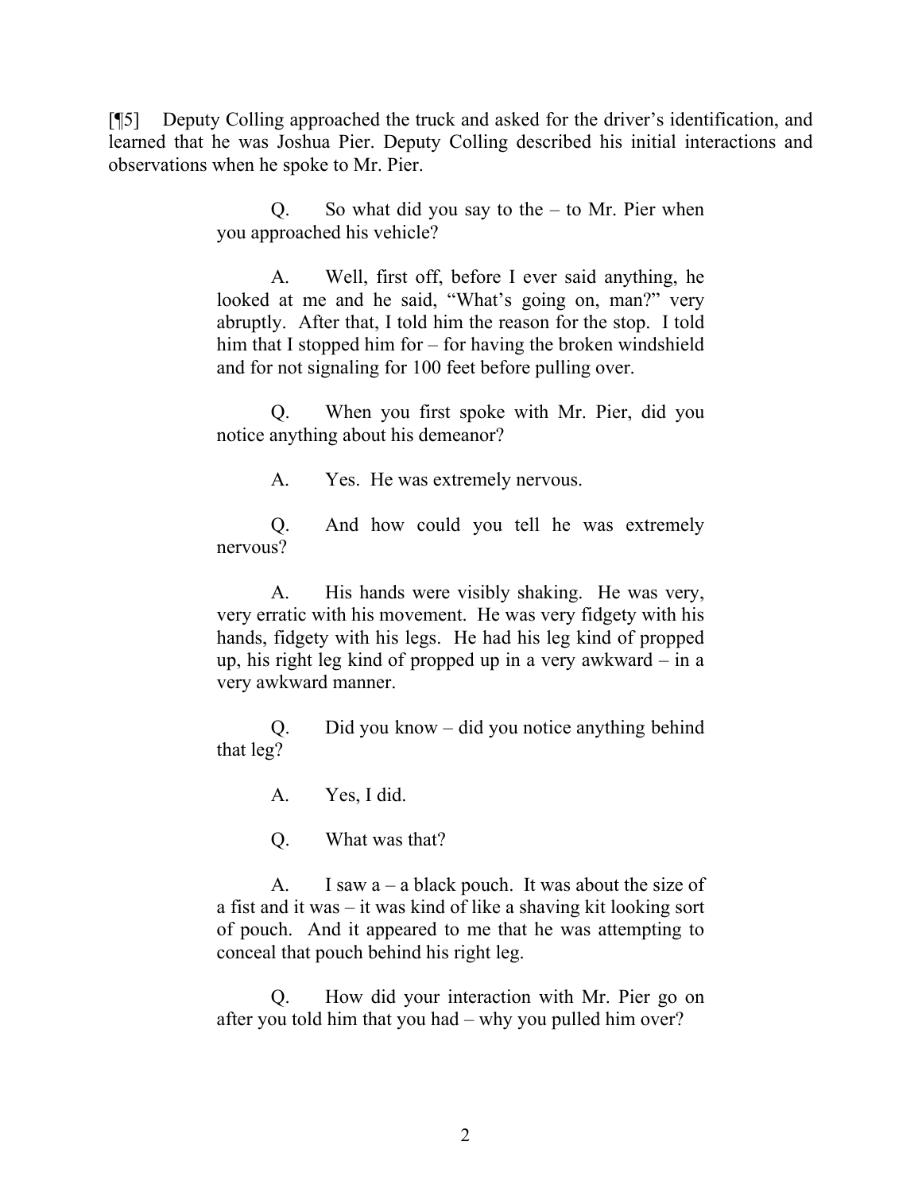[¶5] Deputy Colling approached the truck and asked for the driver's identification, and learned that he was Joshua Pier. Deputy Colling described his initial interactions and observations when he spoke to Mr. Pier.

> Q. So what did you say to the – to Mr. Pier when you approached his vehicle?
>
> A. Well, first off, before I ever said anything, he looked at me and he said, "What's going on, man?" very abruptly. After that, I told him the reason for the stop. I told him that I stopped him for – for having the broken windshield and for not signaling for 100 feet before pulling over.
>
> Q. When you first spoke with Mr. Pier, did you notice anything about his demeanor?
>
> A. Yes. He was extremely nervous.
>
> Q. And how could you tell he was extremely nervous?
>
> A. His hands were visibly shaking. He was very, very erratic with his movement. He was very fidgety with his hands, fidgety with his legs. He had his leg kind of propped up, his right leg kind of propped up in a very awkward – in a very awkward manner.
>
> Q. Did you know – did you notice anything behind that leg?
>
> A. Yes, I did.
>
> Q. What was that?
>
> A. I saw a – a black pouch. It was about the size of a fist and it was – it was kind of like a shaving kit looking sort of pouch. And it appeared to me that he was attempting to conceal that pouch behind his right leg.
>
> Q. How did your interaction with Mr. Pier go on after you told him that you had – why you pulled him over?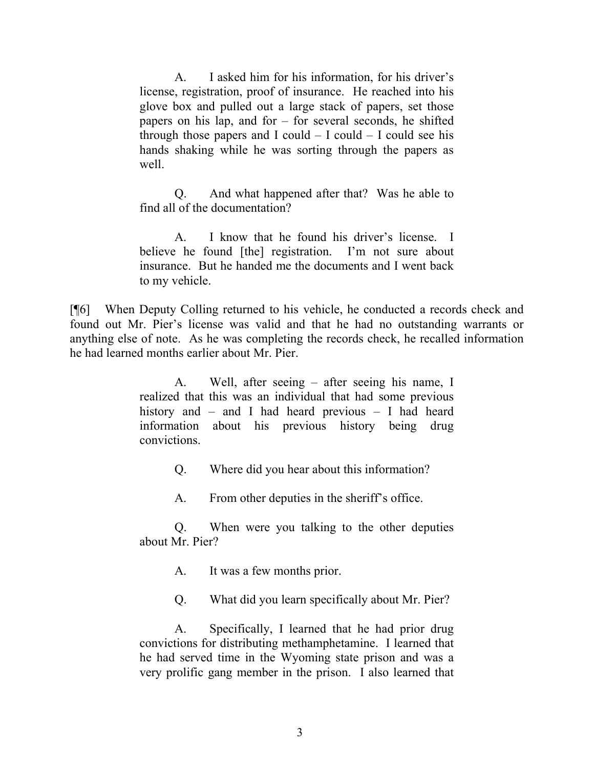> A. I asked him for his information, for his driver's license, registration, proof of insurance. He reached into his glove box and pulled out a large stack of papers, set those papers on his lap, and for – for several seconds, he shifted through those papers and I could – I could – I could see his hands shaking while he was sorting through the papers as well.
>
> Q. And what happened after that? Was he able to find all of the documentation?
>
> A. I know that he found his driver's license. I believe he found [the] registration. I'm not sure about insurance. But he handed me the documents and I went back to my vehicle.

[¶6] When Deputy Colling returned to his vehicle, he conducted a records check and found out Mr. Pier's license was valid and that he had no outstanding warrants or anything else of note. As he was completing the records check, he recalled information he had learned months earlier about Mr. Pier.

> A. Well, after seeing – after seeing his name, I realized that this was an individual that had some previous history and – and I had heard previous – I had heard information about his previous history being drug convictions.
>
> Q. Where did you hear about this information?
>
> A. From other deputies in the sheriff's office.
>
> Q. When were you talking to the other deputies about Mr. Pier?
>
> A. It was a few months prior.
>
> Q. What did you learn specifically about Mr. Pier?
>
> A. Specifically, I learned that he had prior drug convictions for distributing methamphetamine. I learned that he had served time in the Wyoming state prison and was a very prolific gang member in the prison. I also learned that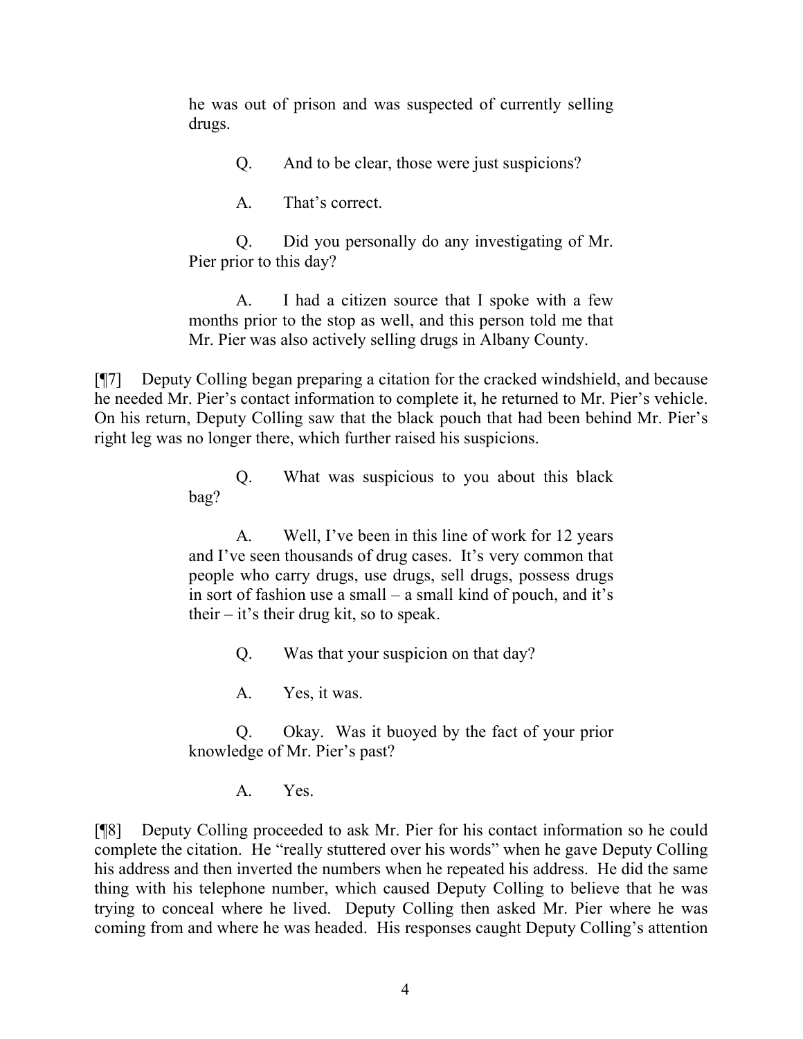> he was out of prison and was suspected of currently selling drugs.
>
> Q. And to be clear, those were just suspicions?
>
> A. That's correct.
>
> Q. Did you personally do any investigating of Mr. Pier prior to this day?
>
> A. I had a citizen source that I spoke with a few months prior to the stop as well, and this person told me that Mr. Pier was also actively selling drugs in Albany County.

[¶7] Deputy Colling began preparing a citation for the cracked windshield, and because he needed Mr. Pier's contact information to complete it, he returned to Mr. Pier's vehicle. On his return, Deputy Colling saw that the black pouch that had been behind Mr. Pier's right leg was no longer there, which further raised his suspicions.

> Q. What was suspicious to you about this black bag?
>
> A. Well, I've been in this line of work for 12 years and I've seen thousands of drug cases. It's very common that people who carry drugs, use drugs, sell drugs, possess drugs in sort of fashion use a small – a small kind of pouch, and it's their – it's their drug kit, so to speak.
>
> Q. Was that your suspicion on that day?
>
> A. Yes, it was.
>
> Q. Okay. Was it buoyed by the fact of your prior knowledge of Mr. Pier's past?
>
> A. Yes.

[¶8] Deputy Colling proceeded to ask Mr. Pier for his contact information so he could complete the citation. He "really stuttered over his words" when he gave Deputy Colling his address and then inverted the numbers when he repeated his address. He did the same thing with his telephone number, which caused Deputy Colling to believe that he was trying to conceal where he lived. Deputy Colling then asked Mr. Pier where he was coming from and where he was headed. His responses caught Deputy Colling's attention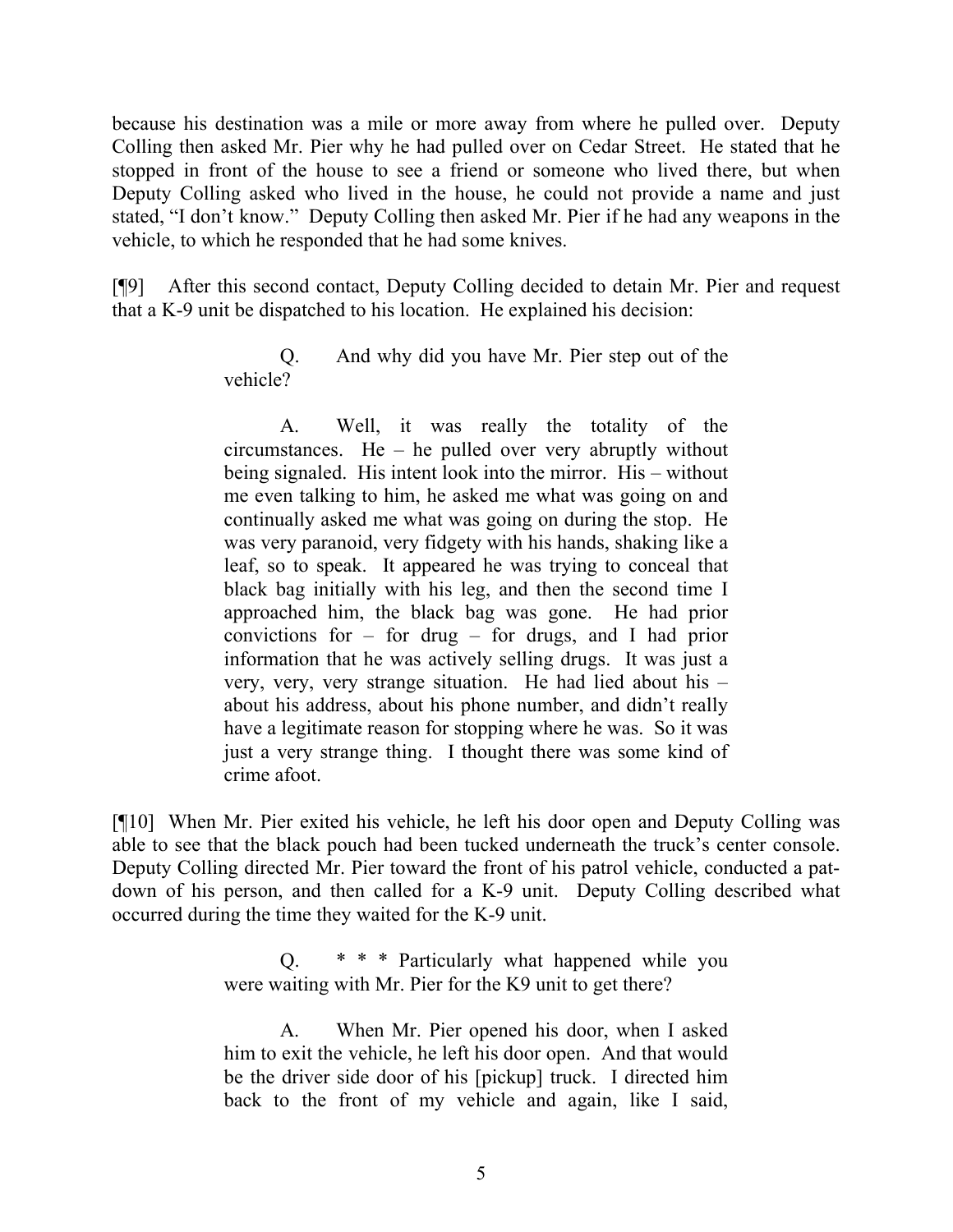because his destination was a mile or more away from where he pulled over. Deputy Colling then asked Mr. Pier why he had pulled over on Cedar Street. He stated that he stopped in front of the house to see a friend or someone who lived there, but when Deputy Colling asked who lived in the house, he could not provide a name and just stated, "I don't know." Deputy Colling then asked Mr. Pier if he had any weapons in the vehicle, to which he responded that he had some knives.

[¶9] After this second contact, Deputy Colling decided to detain Mr. Pier and request that a K-9 unit be dispatched to his location. He explained his decision:

> Q. And why did you have Mr. Pier step out of the vehicle?
>
> A. Well, it was really the totality of the circumstances. He – he pulled over very abruptly without being signaled. His intent look into the mirror. His – without me even talking to him, he asked me what was going on and continually asked me what was going on during the stop. He was very paranoid, very fidgety with his hands, shaking like a leaf, so to speak. It appeared he was trying to conceal that black bag initially with his leg, and then the second time I approached him, the black bag was gone. He had prior convictions for – for drug – for drugs, and I had prior information that he was actively selling drugs. It was just a very, very, very strange situation. He had lied about his – about his address, about his phone number, and didn't really have a legitimate reason for stopping where he was. So it was just a very strange thing. I thought there was some kind of crime afoot.

[¶10] When Mr. Pier exited his vehicle, he left his door open and Deputy Colling was able to see that the black pouch had been tucked underneath the truck's center console. Deputy Colling directed Mr. Pier toward the front of his patrol vehicle, conducted a pat-down of his person, and then called for a K-9 unit. Deputy Colling described what occurred during the time they waited for the K-9 unit.

> Q. * * * Particularly what happened while you were waiting with Mr. Pier for the K9 unit to get there?
>
> A. When Mr. Pier opened his door, when I asked him to exit the vehicle, he left his door open. And that would be the driver side door of his [pickup] truck. I directed him back to the front of my vehicle and again, like I said,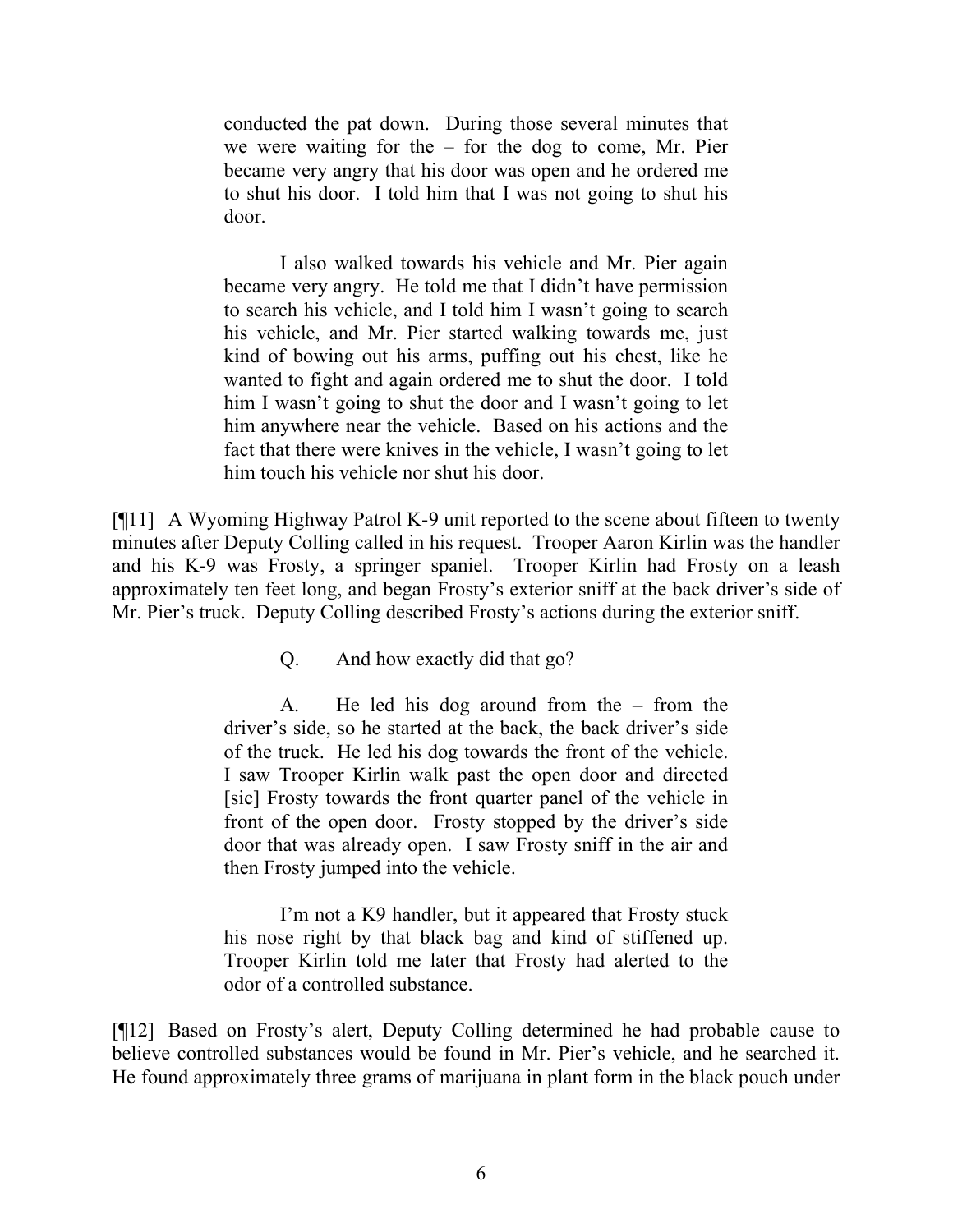> conducted the pat down. During those several minutes that we were waiting for the – for the dog to come, Mr. Pier became very angry that his door was open and he ordered me to shut his door. I told him that I was not going to shut his door.
>
> I also walked towards his vehicle and Mr. Pier again became very angry. He told me that I didn't have permission to search his vehicle, and I told him I wasn't going to search his vehicle, and Mr. Pier started walking towards me, just kind of bowing out his arms, puffing out his chest, like he wanted to fight and again ordered me to shut the door. I told him I wasn't going to shut the door and I wasn't going to let him anywhere near the vehicle. Based on his actions and the fact that there were knives in the vehicle, I wasn't going to let him touch his vehicle nor shut his door.

[¶11] A Wyoming Highway Patrol K-9 unit reported to the scene about fifteen to twenty minutes after Deputy Colling called in his request. Trooper Aaron Kirlin was the handler and his K-9 was Frosty, a springer spaniel. Trooper Kirlin had Frosty on a leash approximately ten feet long, and began Frosty's exterior sniff at the back driver's side of Mr. Pier's truck. Deputy Colling described Frosty's actions during the exterior sniff.

> Q. And how exactly did that go?
>
> A. He led his dog around from the – from the driver's side, so he started at the back, the back driver's side of the truck. He led his dog towards the front of the vehicle. I saw Trooper Kirlin walk past the open door and directed [sic] Frosty towards the front quarter panel of the vehicle in front of the open door. Frosty stopped by the driver's side door that was already open. I saw Frosty sniff in the air and then Frosty jumped into the vehicle.
>
> I'm not a K9 handler, but it appeared that Frosty stuck his nose right by that black bag and kind of stiffened up. Trooper Kirlin told me later that Frosty had alerted to the odor of a controlled substance.

[¶12] Based on Frosty's alert, Deputy Colling determined he had probable cause to believe controlled substances would be found in Mr. Pier's vehicle, and he searched it. He found approximately three grams of marijuana in plant form in the black pouch under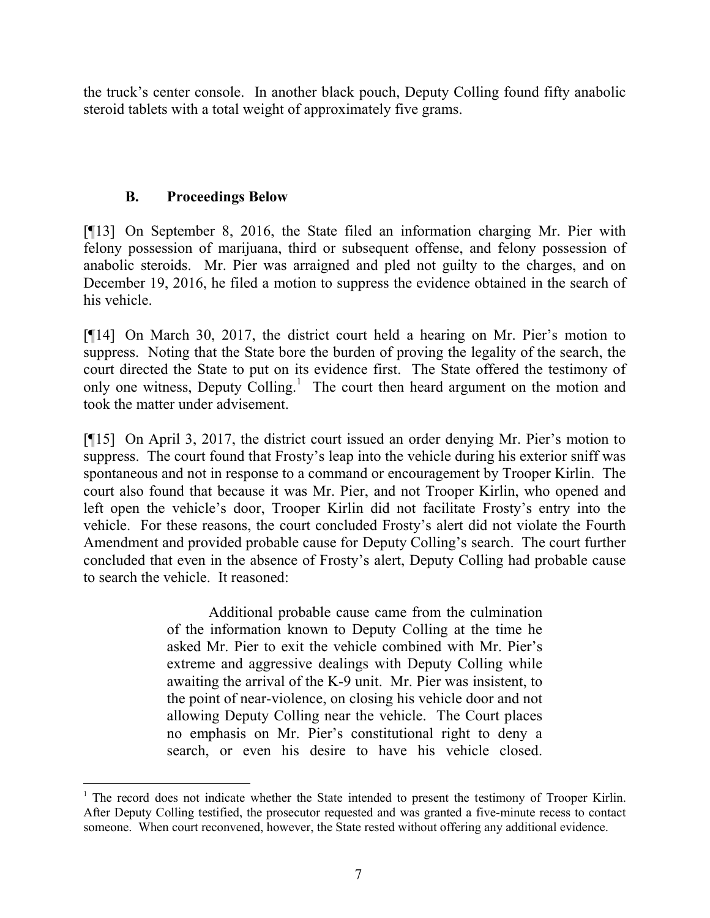the truck's center console. In another black pouch, Deputy Colling found fifty anabolic steroid tablets with a total weight of approximately five grams.

### B. Proceedings Below

[¶13] On September 8, 2016, the State filed an information charging Mr. Pier with felony possession of marijuana, third or subsequent offense, and felony possession of anabolic steroids. Mr. Pier was arraigned and pled not guilty to the charges, and on December 19, 2016, he filed a motion to suppress the evidence obtained in the search of his vehicle.

[¶14] On March 30, 2017, the district court held a hearing on Mr. Pier's motion to suppress. Noting that the State bore the burden of proving the legality of the search, the court directed the State to put on its evidence first. The State offered the testimony of only one witness, Deputy Colling.[1] The court then heard argument on the motion and took the matter under advisement.

[¶15] On April 3, 2017, the district court issued an order denying Mr. Pier's motion to suppress. The court found that Frosty's leap into the vehicle during his exterior sniff was spontaneous and not in response to a command or encouragement by Trooper Kirlin. The court also found that because it was Mr. Pier, and not Trooper Kirlin, who opened and left open the vehicle's door, Trooper Kirlin did not facilitate Frosty's entry into the vehicle. For these reasons, the court concluded Frosty's alert did not violate the Fourth Amendment and provided probable cause for Deputy Colling's search. The court further concluded that even in the absence of Frosty's alert, Deputy Colling had probable cause to search the vehicle. It reasoned:

> Additional probable cause came from the culmination of the information known to Deputy Colling at the time he asked Mr. Pier to exit the vehicle combined with Mr. Pier's extreme and aggressive dealings with Deputy Colling while awaiting the arrival of the K-9 unit. Mr. Pier was insistent, to the point of near-violence, on closing his vehicle door and not allowing Deputy Colling near the vehicle. The Court places no emphasis on Mr. Pier's constitutional right to deny a search, or even his desire to have his vehicle closed.

[1] The record does not indicate whether the State intended to present the testimony of Trooper Kirlin. After Deputy Colling testified, the prosecutor requested and was granted a five-minute recess to contact someone. When court reconvened, however, the State rested without offering any additional evidence.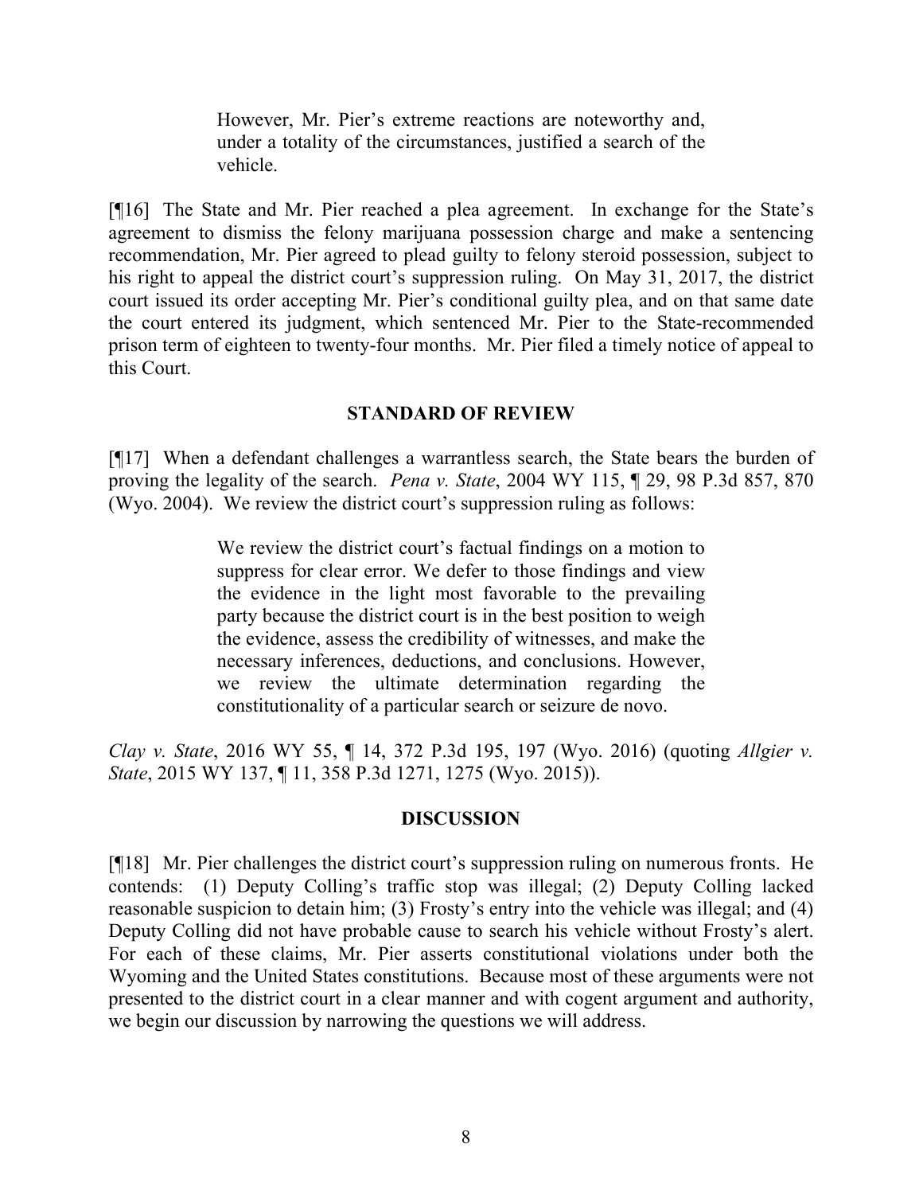> However, Mr. Pier's extreme reactions are noteworthy and, under a totality of the circumstances, justified a search of the vehicle.

[¶16] The State and Mr. Pier reached a plea agreement. In exchange for the State's agreement to dismiss the felony marijuana possession charge and make a sentencing recommendation, Mr. Pier agreed to plead guilty to felony steroid possession, subject to his right to appeal the district court's suppression ruling. On May 31, 2017, the district court issued its order accepting Mr. Pier's conditional guilty plea, and on that same date the court entered its judgment, which sentenced Mr. Pier to the State-recommended prison term of eighteen to twenty-four months. Mr. Pier filed a timely notice of appeal to this Court.

## STANDARD OF REVIEW

[¶17] When a defendant challenges a warrantless search, the State bears the burden of proving the legality of the search. *Pena v. State*, 2004 WY 115, ¶ 29, 98 P.3d 857, 870 (Wyo. 2004). We review the district court's suppression ruling as follows:

> We review the district court's factual findings on a motion to suppress for clear error. We defer to those findings and view the evidence in the light most favorable to the prevailing party because the district court is in the best position to weigh the evidence, assess the credibility of witnesses, and make the necessary inferences, deductions, and conclusions. However, we review the ultimate determination regarding the constitutionality of a particular search or seizure de novo.

*Clay v. State*, 2016 WY 55, ¶ 14, 372 P.3d 195, 197 (Wyo. 2016) (quoting *Allgier v. State*, 2015 WY 137, ¶ 11, 358 P.3d 1271, 1275 (Wyo. 2015)).

## DISCUSSION

[¶18] Mr. Pier challenges the district court's suppression ruling on numerous fronts. He contends: (1) Deputy Colling's traffic stop was illegal; (2) Deputy Colling lacked reasonable suspicion to detain him; (3) Frosty's entry into the vehicle was illegal; and (4) Deputy Colling did not have probable cause to search his vehicle without Frosty's alert. For each of these claims, Mr. Pier asserts constitutional violations under both the Wyoming and the United States constitutions. Because most of these arguments were not presented to the district court in a clear manner and with cogent argument and authority, we begin our discussion by narrowing the questions we will address.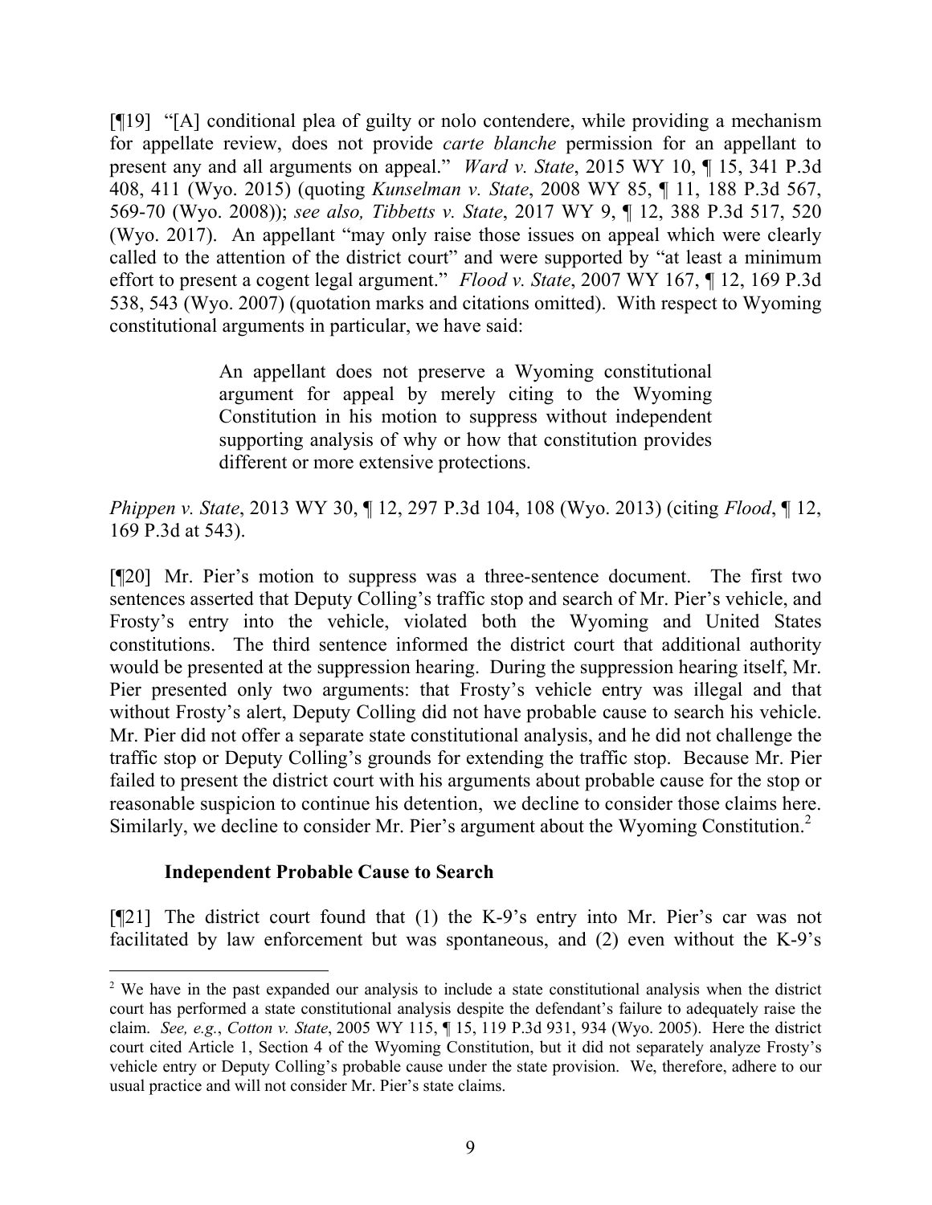[¶19] "[A] conditional plea of guilty or nolo contendere, while providing a mechanism for appellate review, does not provide *carte blanche* permission for an appellant to present any and all arguments on appeal." *Ward v. State*, 2015 WY 10, ¶ 15, 341 P.3d 408, 411 (Wyo. 2015) (quoting *Kunselman v. State*, 2008 WY 85, ¶ 11, 188 P.3d 567, 569-70 (Wyo. 2008)); *see also, Tibbetts v. State*, 2017 WY 9, ¶ 12, 388 P.3d 517, 520 (Wyo. 2017). An appellant "may only raise those issues on appeal which were clearly called to the attention of the district court" and were supported by "at least a minimum effort to present a cogent legal argument." *Flood v. State*, 2007 WY 167, ¶ 12, 169 P.3d 538, 543 (Wyo. 2007) (quotation marks and citations omitted). With respect to Wyoming constitutional arguments in particular, we have said:

> An appellant does not preserve a Wyoming constitutional argument for appeal by merely citing to the Wyoming Constitution in his motion to suppress without independent supporting analysis of why or how that constitution provides different or more extensive protections.

*Phippen v. State*, 2013 WY 30, ¶ 12, 297 P.3d 104, 108 (Wyo. 2013) (citing *Flood*, ¶ 12, 169 P.3d at 543).

[¶20] Mr. Pier's motion to suppress was a three-sentence document. The first two sentences asserted that Deputy Colling's traffic stop and search of Mr. Pier's vehicle, and Frosty's entry into the vehicle, violated both the Wyoming and United States constitutions. The third sentence informed the district court that additional authority would be presented at the suppression hearing. During the suppression hearing itself, Mr. Pier presented only two arguments: that Frosty's vehicle entry was illegal and that without Frosty's alert, Deputy Colling did not have probable cause to search his vehicle. Mr. Pier did not offer a separate state constitutional analysis, and he did not challenge the traffic stop or Deputy Colling's grounds for extending the traffic stop. Because Mr. Pier failed to present the district court with his arguments about probable cause for the stop or reasonable suspicion to continue his detention, we decline to consider those claims here. Similarly, we decline to consider Mr. Pier's argument about the Wyoming Constitution.[2]

**Independent Probable Cause to Search**

[¶21] The district court found that (1) the K-9's entry into Mr. Pier's car was not facilitated by law enforcement but was spontaneous, and (2) even without the K-9's

[2] We have in the past expanded our analysis to include a state constitutional analysis when the district court has performed a state constitutional analysis despite the defendant's failure to adequately raise the claim. *See, e.g.*, *Cotton v. State*, 2005 WY 115, ¶ 15, 119 P.3d 931, 934 (Wyo. 2005). Here the district court cited Article 1, Section 4 of the Wyoming Constitution, but it did not separately analyze Frosty's vehicle entry or Deputy Colling's probable cause under the state provision. We, therefore, adhere to our usual practice and will not consider Mr. Pier's state claims.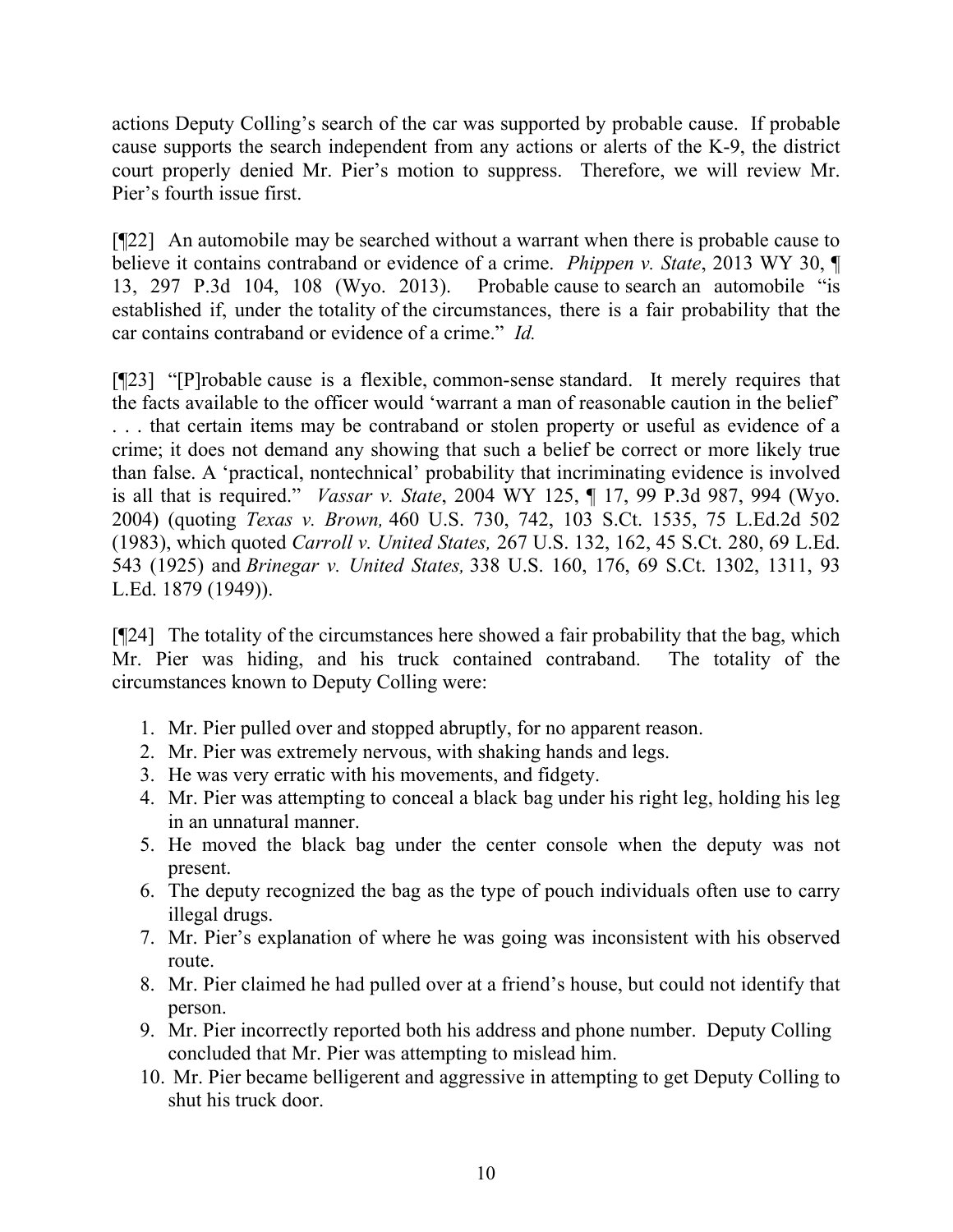actions Deputy Colling's search of the car was supported by probable cause. If probable cause supports the search independent from any actions or alerts of the K-9, the district court properly denied Mr. Pier's motion to suppress. Therefore, we will review Mr. Pier's fourth issue first.

[¶22] An automobile may be searched without a warrant when there is probable cause to believe it contains contraband or evidence of a crime. *Phippen v. State*, 2013 WY 30, ¶ 13, 297 P.3d 104, 108 (Wyo. 2013). Probable cause to search an automobile "is established if, under the totality of the circumstances, there is a fair probability that the car contains contraband or evidence of a crime." *Id.*

[¶23] "[P]robable cause is a flexible, common-sense standard. It merely requires that the facts available to the officer would 'warrant a man of reasonable caution in the belief' . . . that certain items may be contraband or stolen property or useful as evidence of a crime; it does not demand any showing that such a belief be correct or more likely true than false. A 'practical, nontechnical' probability that incriminating evidence is involved is all that is required." *Vassar v. State*, 2004 WY 125, ¶ 17, 99 P.3d 987, 994 (Wyo. 2004) (quoting *Texas v. Brown,* 460 U.S. 730, 742, 103 S.Ct. 1535, 75 L.Ed.2d 502 (1983), which quoted *Carroll v. United States,* 267 U.S. 132, 162, 45 S.Ct. 280, 69 L.Ed. 543 (1925) and *Brinegar v. United States,* 338 U.S. 160, 176, 69 S.Ct. 1302, 1311, 93 L.Ed. 1879 (1949)).

[¶24] The totality of the circumstances here showed a fair probability that the bag, which Mr. Pier was hiding, and his truck contained contraband. The totality of the circumstances known to Deputy Colling were:

1. Mr. Pier pulled over and stopped abruptly, for no apparent reason.
2. Mr. Pier was extremely nervous, with shaking hands and legs.
3. He was very erratic with his movements, and fidgety.
4. Mr. Pier was attempting to conceal a black bag under his right leg, holding his leg in an unnatural manner.
5. He moved the black bag under the center console when the deputy was not present.
6. The deputy recognized the bag as the type of pouch individuals often use to carry illegal drugs.
7. Mr. Pier's explanation of where he was going was inconsistent with his observed route.
8. Mr. Pier claimed he had pulled over at a friend's house, but could not identify that person.
9. Mr. Pier incorrectly reported both his address and phone number. Deputy Colling concluded that Mr. Pier was attempting to mislead him.
10. Mr. Pier became belligerent and aggressive in attempting to get Deputy Colling to shut his truck door.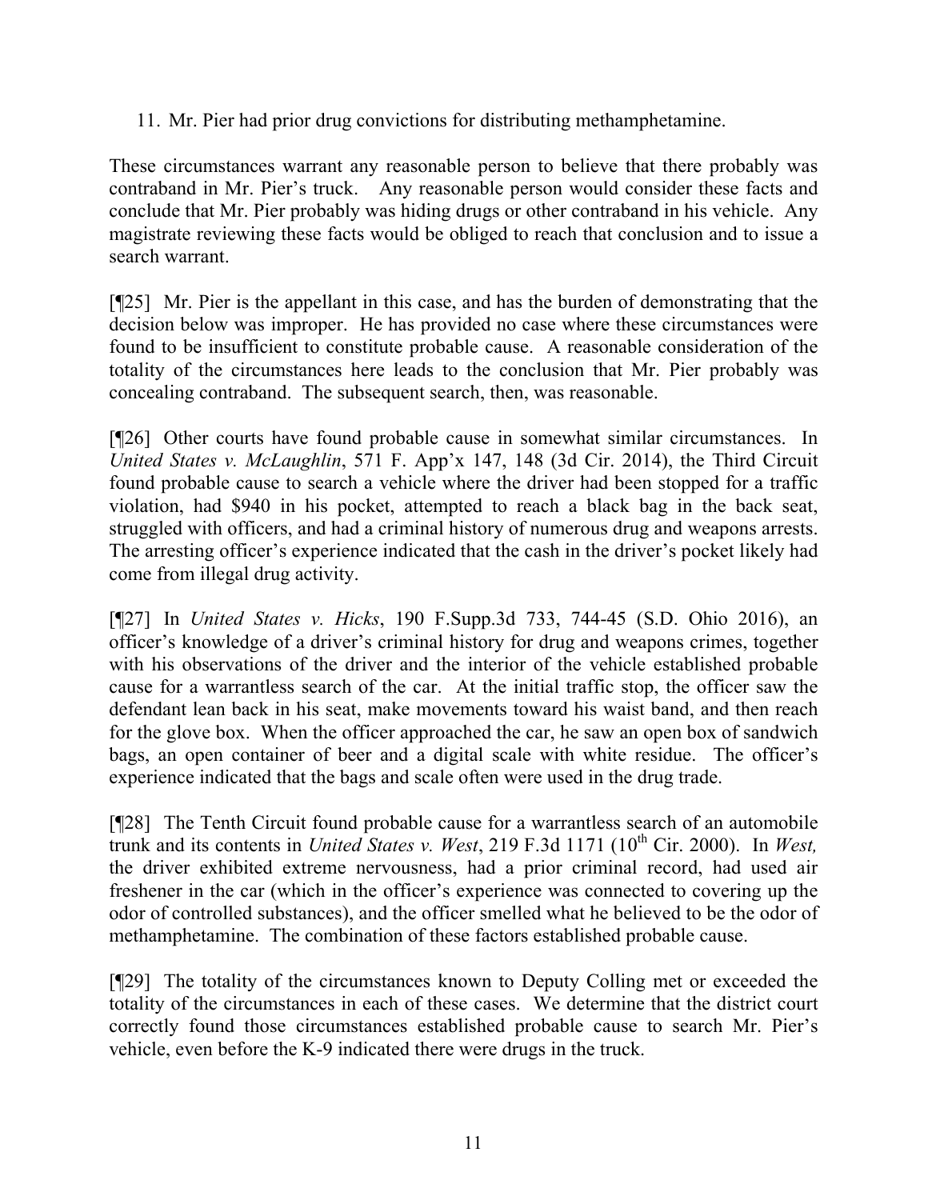11. Mr. Pier had prior drug convictions for distributing methamphetamine.

These circumstances warrant any reasonable person to believe that there probably was contraband in Mr. Pier's truck. Any reasonable person would consider these facts and conclude that Mr. Pier probably was hiding drugs or other contraband in his vehicle. Any magistrate reviewing these facts would be obliged to reach that conclusion and to issue a search warrant.

[¶25] Mr. Pier is the appellant in this case, and has the burden of demonstrating that the decision below was improper. He has provided no case where these circumstances were found to be insufficient to constitute probable cause. A reasonable consideration of the totality of the circumstances here leads to the conclusion that Mr. Pier probably was concealing contraband. The subsequent search, then, was reasonable.

[¶26] Other courts have found probable cause in somewhat similar circumstances. In *United States v. McLaughlin*, 571 F. App'x 147, 148 (3d Cir. 2014), the Third Circuit found probable cause to search a vehicle where the driver had been stopped for a traffic violation, had $940 in his pocket, attempted to reach a black bag in the back seat, struggled with officers, and had a criminal history of numerous drug and weapons arrests. The arresting officer's experience indicated that the cash in the driver's pocket likely had come from illegal drug activity.

[¶27] In *United States v. Hicks*, 190 F.Supp.3d 733, 744-45 (S.D. Ohio 2016), an officer's knowledge of a driver's criminal history for drug and weapons crimes, together with his observations of the driver and the interior of the vehicle established probable cause for a warrantless search of the car. At the initial traffic stop, the officer saw the defendant lean back in his seat, make movements toward his waist band, and then reach for the glove box. When the officer approached the car, he saw an open box of sandwich bags, an open container of beer and a digital scale with white residue. The officer's experience indicated that the bags and scale often were used in the drug trade.

[¶28] The Tenth Circuit found probable cause for a warrantless search of an automobile trunk and its contents in *United States v. West*, 219 F.3d 1171 (10th Cir. 2000). In *West,* the driver exhibited extreme nervousness, had a prior criminal record, had used air freshener in the car (which in the officer's experience was connected to covering up the odor of controlled substances), and the officer smelled what he believed to be the odor of methamphetamine. The combination of these factors established probable cause.

[¶29] The totality of the circumstances known to Deputy Colling met or exceeded the totality of the circumstances in each of these cases. We determine that the district court correctly found those circumstances established probable cause to search Mr. Pier's vehicle, even before the K-9 indicated there were drugs in the truck.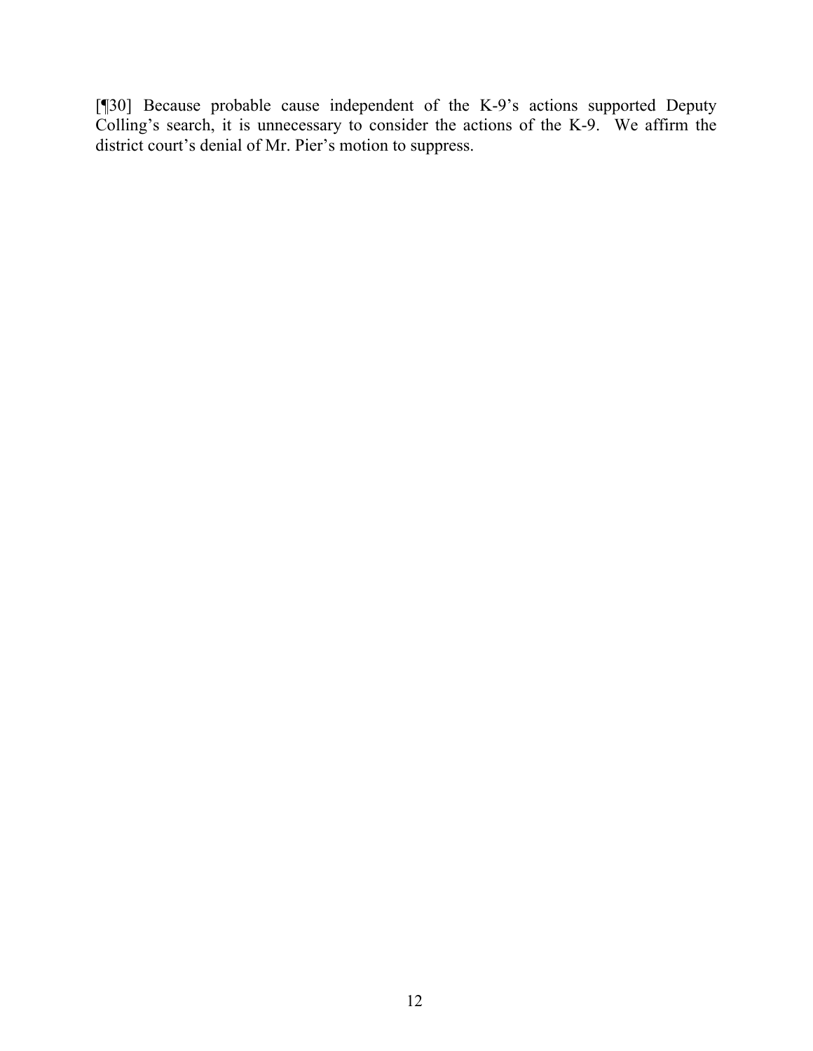[¶30] Because probable cause independent of the K-9's actions supported Deputy Colling's search, it is unnecessary to consider the actions of the K-9. We affirm the district court's denial of Mr. Pier's motion to suppress.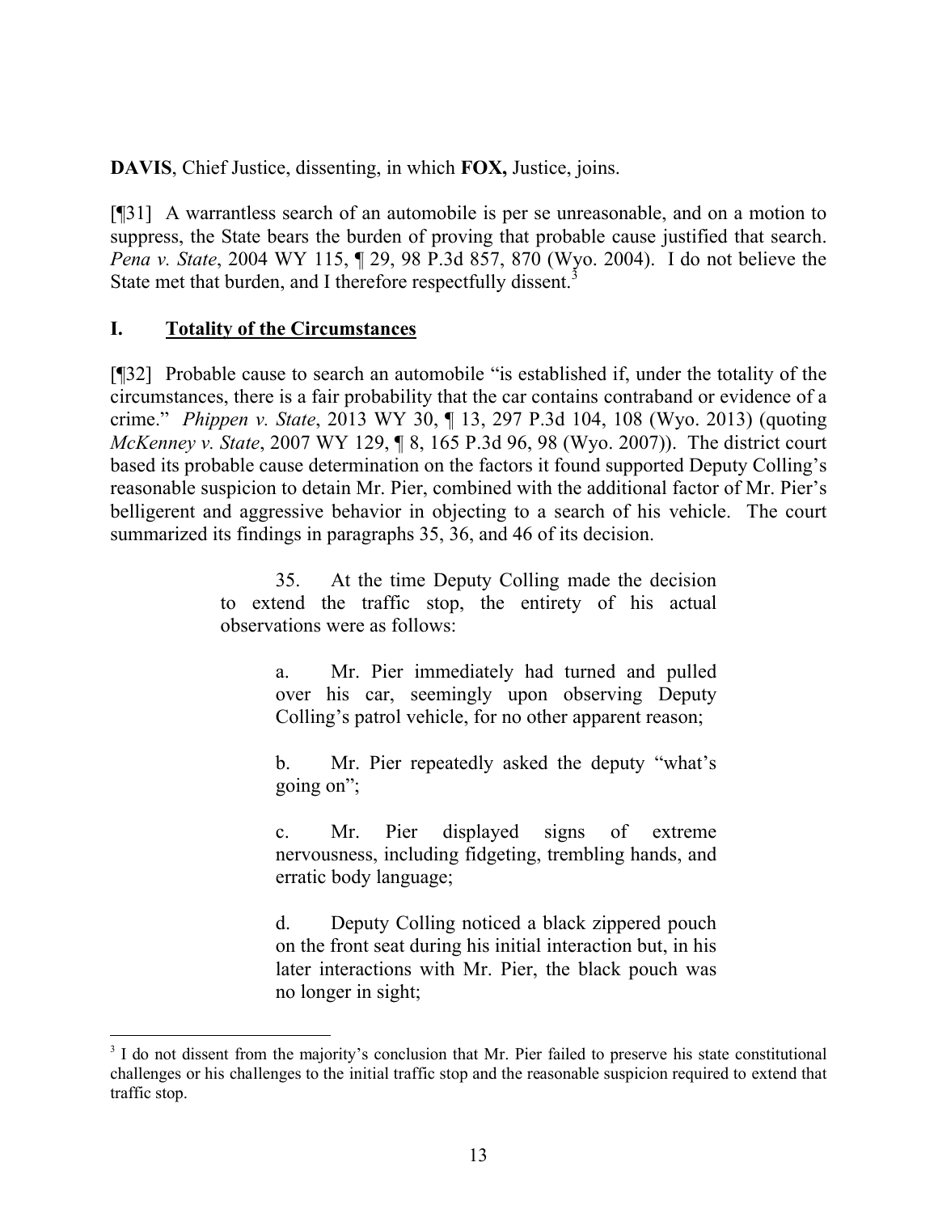**DAVIS**, Chief Justice, dissenting, in which **FOX,** Justice, joins.

[¶31] A warrantless search of an automobile is per se unreasonable, and on a motion to suppress, the State bears the burden of proving that probable cause justified that search. *Pena v. State*, 2004 WY 115, ¶ 29, 98 P.3d 857, 870 (Wyo. 2004). I do not believe the State met that burden, and I therefore respectfully dissent.[3]

## I. Totality of the Circumstances

[¶32] Probable cause to search an automobile "is established if, under the totality of the circumstances, there is a fair probability that the car contains contraband or evidence of a crime." *Phippen v. State*, 2013 WY 30, ¶ 13, 297 P.3d 104, 108 (Wyo. 2013) (quoting *McKenney v. State*, 2007 WY 129, ¶ 8, 165 P.3d 96, 98 (Wyo. 2007)). The district court based its probable cause determination on the factors it found supported Deputy Colling's reasonable suspicion to detain Mr. Pier, combined with the additional factor of Mr. Pier's belligerent and aggressive behavior in objecting to a search of his vehicle. The court summarized its findings in paragraphs 35, 36, and 46 of its decision.

> 35. At the time Deputy Colling made the decision to extend the traffic stop, the entirety of his actual observations were as follows:
>
> a. Mr. Pier immediately had turned and pulled over his car, seemingly upon observing Deputy Colling's patrol vehicle, for no other apparent reason;
>
> b. Mr. Pier repeatedly asked the deputy "what's going on";
>
> c. Mr. Pier displayed signs of extreme nervousness, including fidgeting, trembling hands, and erratic body language;
>
> d. Deputy Colling noticed a black zippered pouch on the front seat during his initial interaction but, in his later interactions with Mr. Pier, the black pouch was no longer in sight;

---

[3] I do not dissent from the majority's conclusion that Mr. Pier failed to preserve his state constitutional challenges or his challenges to the initial traffic stop and the reasonable suspicion required to extend that traffic stop.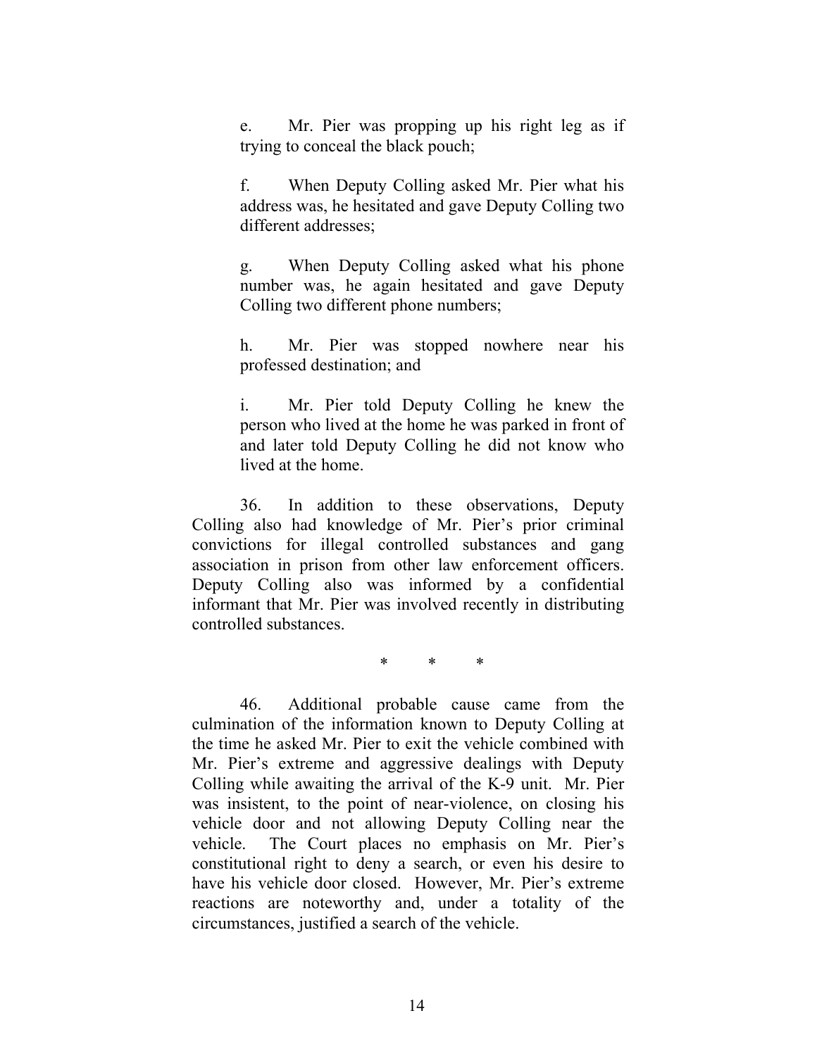> e. Mr. Pier was propping up his right leg as if trying to conceal the black pouch;
>
> f. When Deputy Colling asked Mr. Pier what his address was, he hesitated and gave Deputy Colling two different addresses;
>
> g. When Deputy Colling asked what his phone number was, he again hesitated and gave Deputy Colling two different phone numbers;
>
> h. Mr. Pier was stopped nowhere near his professed destination; and
>
> i. Mr. Pier told Deputy Colling he knew the person who lived at the home he was parked in front of and later told Deputy Colling he did not know who lived at the home.
>
> 36. In addition to these observations, Deputy Colling also had knowledge of Mr. Pier's prior criminal convictions for illegal controlled substances and gang association in prison from other law enforcement officers. Deputy Colling also was informed by a confidential informant that Mr. Pier was involved recently in distributing controlled substances.
>
> \* \* \*
>
> 46. Additional probable cause came from the culmination of the information known to Deputy Colling at the time he asked Mr. Pier to exit the vehicle combined with Mr. Pier's extreme and aggressive dealings with Deputy Colling while awaiting the arrival of the K-9 unit. Mr. Pier was insistent, to the point of near-violence, on closing his vehicle door and not allowing Deputy Colling near the vehicle. The Court places no emphasis on Mr. Pier's constitutional right to deny a search, or even his desire to have his vehicle door closed. However, Mr. Pier's extreme reactions are noteworthy and, under a totality of the circumstances, justified a search of the vehicle.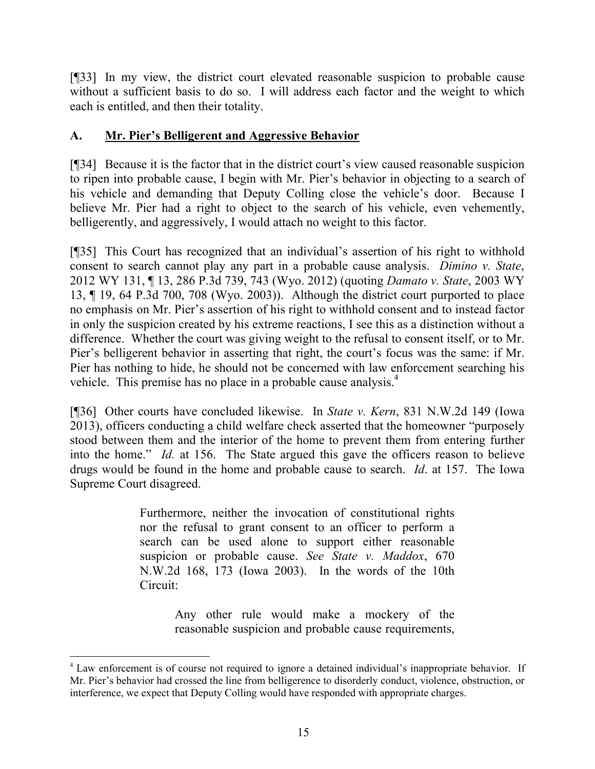[¶33] In my view, the district court elevated reasonable suspicion to probable cause without a sufficient basis to do so. I will address each factor and the weight to which each is entitled, and then their totality.

### A. **Mr. Pier's Belligerent and Aggressive Behavior**

[¶34] Because it is the factor that in the district court's view caused reasonable suspicion to ripen into probable cause, I begin with Mr. Pier's behavior in objecting to a search of his vehicle and demanding that Deputy Colling close the vehicle's door. Because I believe Mr. Pier had a right to object to the search of his vehicle, even vehemently, belligerently, and aggressively, I would attach no weight to this factor.

[¶35] This Court has recognized that an individual's assertion of his right to withhold consent to search cannot play any part in a probable cause analysis. *Dimino v. State*, 2012 WY 131, ¶ 13, 286 P.3d 739, 743 (Wyo. 2012) (quoting *Damato v. State*, 2003 WY 13, ¶ 19, 64 P.3d 700, 708 (Wyo. 2003)). Although the district court purported to place no emphasis on Mr. Pier's assertion of his right to withhold consent and to instead factor in only the suspicion created by his extreme reactions, I see this as a distinction without a difference. Whether the court was giving weight to the refusal to consent itself, or to Mr. Pier's belligerent behavior in asserting that right, the court's focus was the same: if Mr. Pier has nothing to hide, he should not be concerned with law enforcement searching his vehicle. This premise has no place in a probable cause analysis.[4]

[¶36] Other courts have concluded likewise. In *State v. Kern*, 831 N.W.2d 149 (Iowa 2013), officers conducting a child welfare check asserted that the homeowner "purposely stood between them and the interior of the home to prevent them from entering further into the home." *Id.* at 156. The State argued this gave the officers reason to believe drugs would be found in the home and probable cause to search. *Id*. at 157. The Iowa Supreme Court disagreed.

> Furthermore, neither the invocation of constitutional rights nor the refusal to grant consent to an officer to perform a search can be used alone to support either reasonable suspicion or probable cause. *See State v. Maddox*, 670 N.W.2d 168, 173 (Iowa 2003). In the words of the 10th Circuit:
>
> > Any other rule would make a mockery of the reasonable suspicion and probable cause requirements,

---

[4] Law enforcement is of course not required to ignore a detained individual's inappropriate behavior. If Mr. Pier's behavior had crossed the line from belligerence to disorderly conduct, violence, obstruction, or interference, we expect that Deputy Colling would have responded with appropriate charges.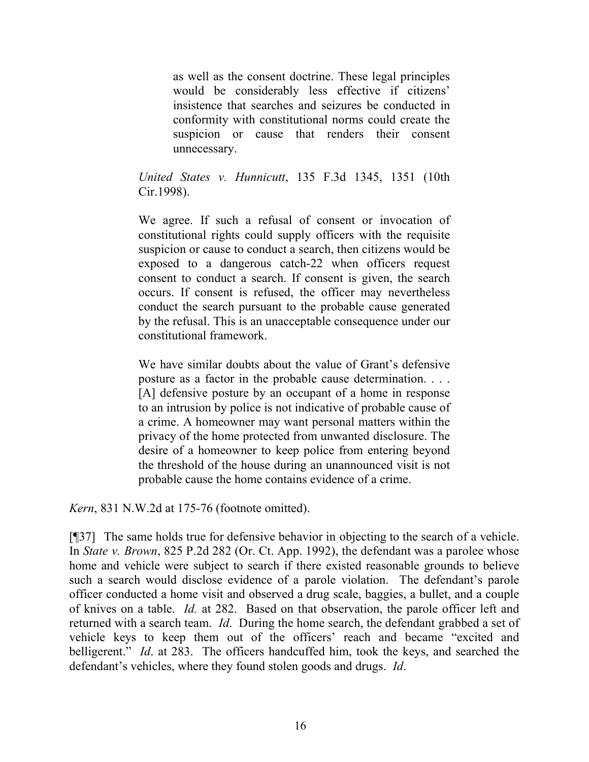> as well as the consent doctrine. These legal principles would be considerably less effective if citizens' insistence that searches and seizures be conducted in conformity with constitutional norms could create the suspicion or cause that renders their consent unnecessary.
>
> *United States v. Hunnicutt*, 135 F.3d 1345, 1351 (10th Cir.1998).
>
> We agree. If such a refusal of consent or invocation of constitutional rights could supply officers with the requisite suspicion or cause to conduct a search, then citizens would be exposed to a dangerous catch-22 when officers request consent to conduct a search. If consent is given, the search occurs. If consent is refused, the officer may nevertheless conduct the search pursuant to the probable cause generated by the refusal. This is an unacceptable consequence under our constitutional framework.
>
> We have similar doubts about the value of Grant's defensive posture as a factor in the probable cause determination. . . . [A] defensive posture by an occupant of a home in response to an intrusion by police is not indicative of probable cause of a crime. A homeowner may want personal matters within the privacy of the home protected from unwanted disclosure. The desire of a homeowner to keep police from entering beyond the threshold of the house during an unannounced visit is not probable cause the home contains evidence of a crime.

*Kern*, 831 N.W.2d at 175-76 (footnote omitted).

[¶37] The same holds true for defensive behavior in objecting to the search of a vehicle. In *State v. Brown*, 825 P.2d 282 (Or. Ct. App. 1992), the defendant was a parolee whose home and vehicle were subject to search if there existed reasonable grounds to believe such a search would disclose evidence of a parole violation. The defendant's parole officer conducted a home visit and observed a drug scale, baggies, a bullet, and a couple of knives on a table. *Id.* at 282. Based on that observation, the parole officer left and returned with a search team. *Id*. During the home search, the defendant grabbed a set of vehicle keys to keep them out of the officers' reach and became "excited and belligerent." *Id*. at 283. The officers handcuffed him, took the keys, and searched the defendant's vehicles, where they found stolen goods and drugs. *Id*.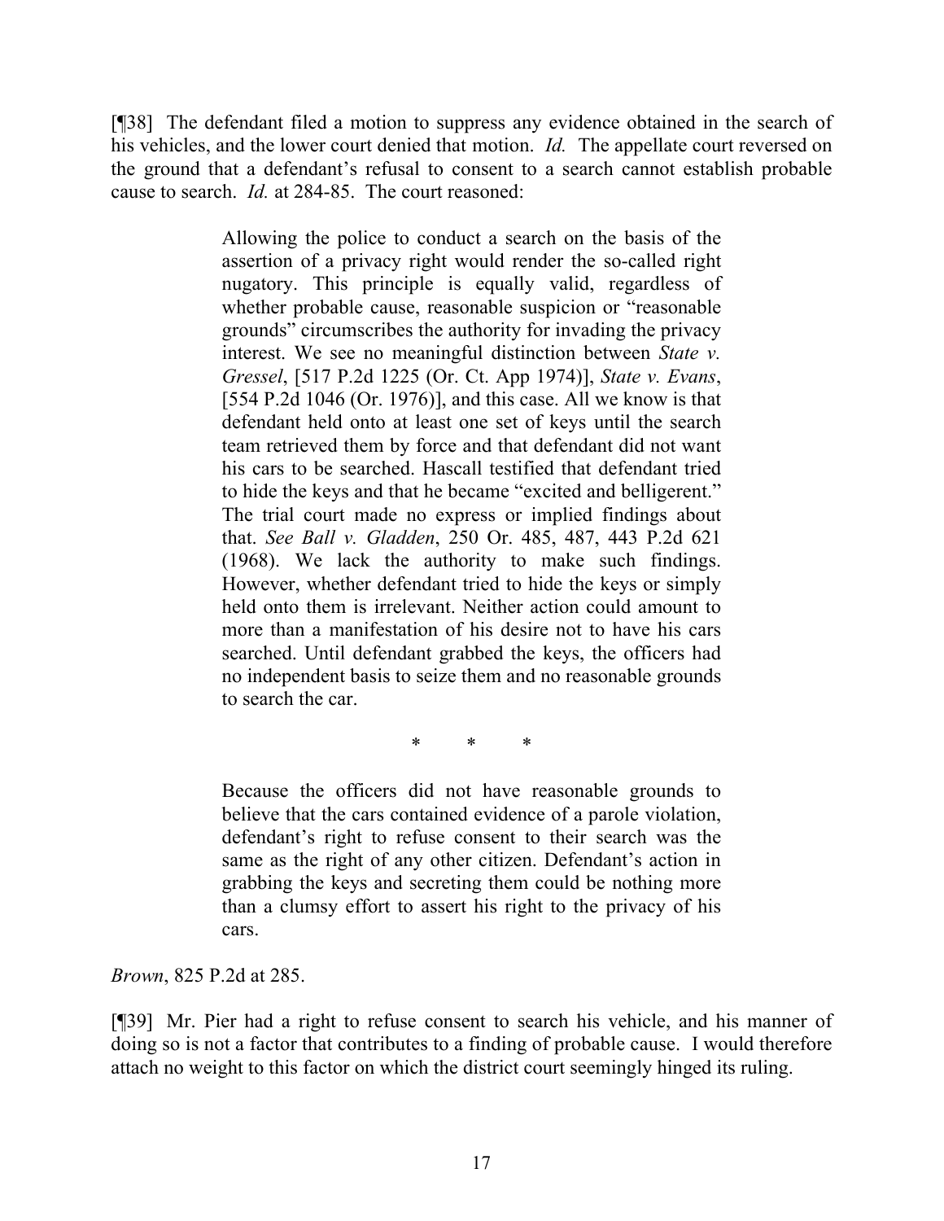[¶38] The defendant filed a motion to suppress any evidence obtained in the search of his vehicles, and the lower court denied that motion. *Id.* The appellate court reversed on the ground that a defendant's refusal to consent to a search cannot establish probable cause to search. *Id.* at 284-85. The court reasoned:

> Allowing the police to conduct a search on the basis of the assertion of a privacy right would render the so-called right nugatory. This principle is equally valid, regardless of whether probable cause, reasonable suspicion or "reasonable grounds" circumscribes the authority for invading the privacy interest. We see no meaningful distinction between *State v. Gressel*, [517 P.2d 1225 (Or. Ct. App 1974)], *State v. Evans*, [554 P.2d 1046 (Or. 1976)], and this case. All we know is that defendant held onto at least one set of keys until the search team retrieved them by force and that defendant did not want his cars to be searched. Hascall testified that defendant tried to hide the keys and that he became "excited and belligerent." The trial court made no express or implied findings about that. *See Ball v. Gladden*, 250 Or. 485, 487, 443 P.2d 621 (1968). We lack the authority to make such findings. However, whether defendant tried to hide the keys or simply held onto them is irrelevant. Neither action could amount to more than a manifestation of his desire not to have his cars searched. Until defendant grabbed the keys, the officers had no independent basis to seize them and no reasonable grounds to search the car.
>
> \* \* \*
>
> Because the officers did not have reasonable grounds to believe that the cars contained evidence of a parole violation, defendant's right to refuse consent to their search was the same as the right of any other citizen. Defendant's action in grabbing the keys and secreting them could be nothing more than a clumsy effort to assert his right to the privacy of his cars.

*Brown*, 825 P.2d at 285.

[¶39] Mr. Pier had a right to refuse consent to search his vehicle, and his manner of doing so is not a factor that contributes to a finding of probable cause. I would therefore attach no weight to this factor on which the district court seemingly hinged its ruling.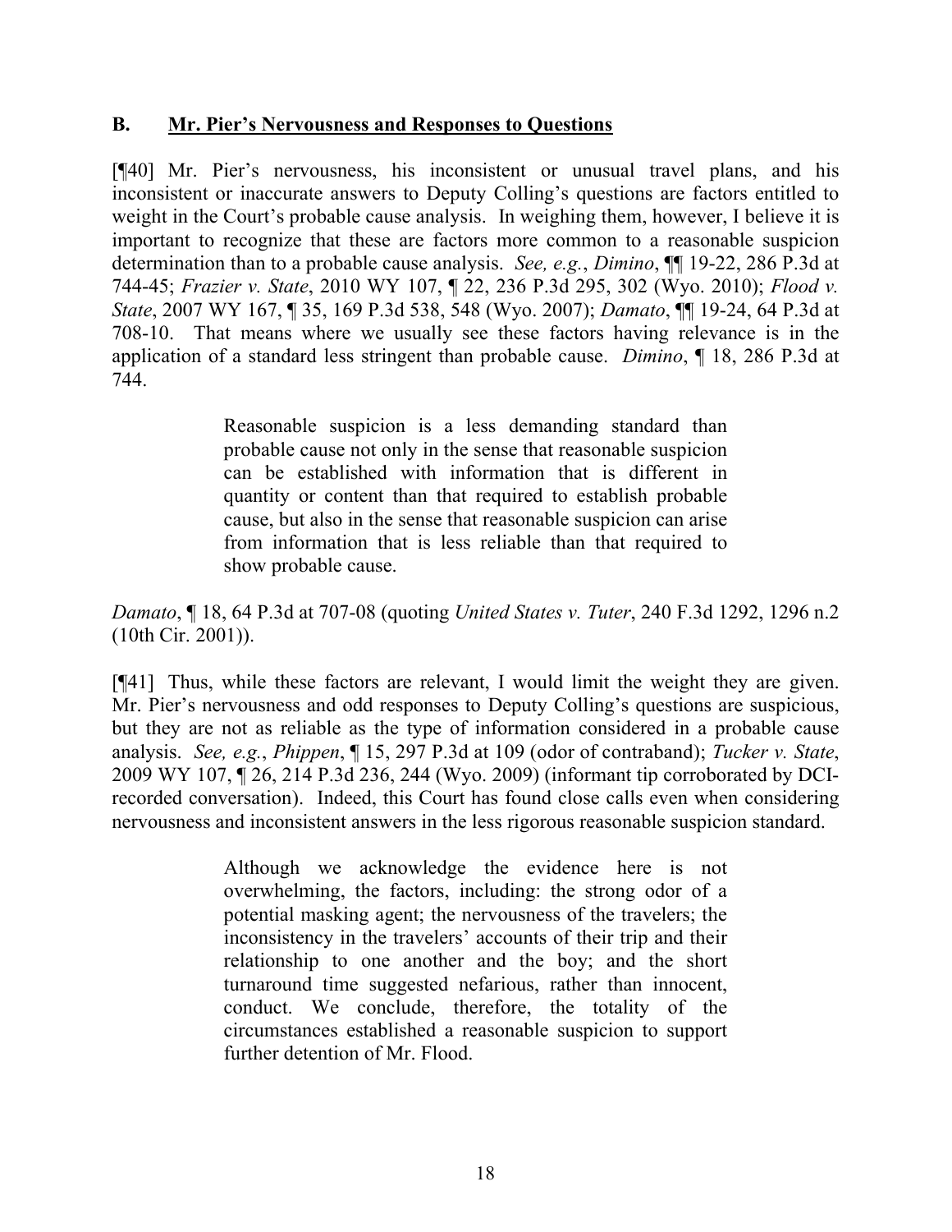### B. **Mr. Pier's Nervousness and Responses to Questions**

[¶40] Mr. Pier's nervousness, his inconsistent or unusual travel plans, and his inconsistent or inaccurate answers to Deputy Colling's questions are factors entitled to weight in the Court's probable cause analysis. In weighing them, however, I believe it is important to recognize that these are factors more common to a reasonable suspicion determination than to a probable cause analysis. *See, e.g.*, *Dimino*, ¶¶ 19-22, 286 P.3d at 744-45; *Frazier v. State*, 2010 WY 107, ¶ 22, 236 P.3d 295, 302 (Wyo. 2010); *Flood v. State*, 2007 WY 167, ¶ 35, 169 P.3d 538, 548 (Wyo. 2007); *Damato*, ¶¶ 19-24, 64 P.3d at 708-10. That means where we usually see these factors having relevance is in the application of a standard less stringent than probable cause. *Dimino*, ¶ 18, 286 P.3d at 744.

> Reasonable suspicion is a less demanding standard than probable cause not only in the sense that reasonable suspicion can be established with information that is different in quantity or content than that required to establish probable cause, but also in the sense that reasonable suspicion can arise from information that is less reliable than that required to show probable cause.

*Damato*, ¶ 18, 64 P.3d at 707-08 (quoting *United States v. Tuter*, 240 F.3d 1292, 1296 n.2 (10th Cir. 2001)).

[¶41] Thus, while these factors are relevant, I would limit the weight they are given. Mr. Pier's nervousness and odd responses to Deputy Colling's questions are suspicious, but they are not as reliable as the type of information considered in a probable cause analysis. *See, e.g.*, *Phippen*, ¶ 15, 297 P.3d at 109 (odor of contraband); *Tucker v. State*, 2009 WY 107, ¶ 26, 214 P.3d 236, 244 (Wyo. 2009) (informant tip corroborated by DCI-recorded conversation). Indeed, this Court has found close calls even when considering nervousness and inconsistent answers in the less rigorous reasonable suspicion standard.

> Although we acknowledge the evidence here is not overwhelming, the factors, including: the strong odor of a potential masking agent; the nervousness of the travelers; the inconsistency in the travelers' accounts of their trip and their relationship to one another and the boy; and the short turnaround time suggested nefarious, rather than innocent, conduct. We conclude, therefore, the totality of the circumstances established a reasonable suspicion to support further detention of Mr. Flood.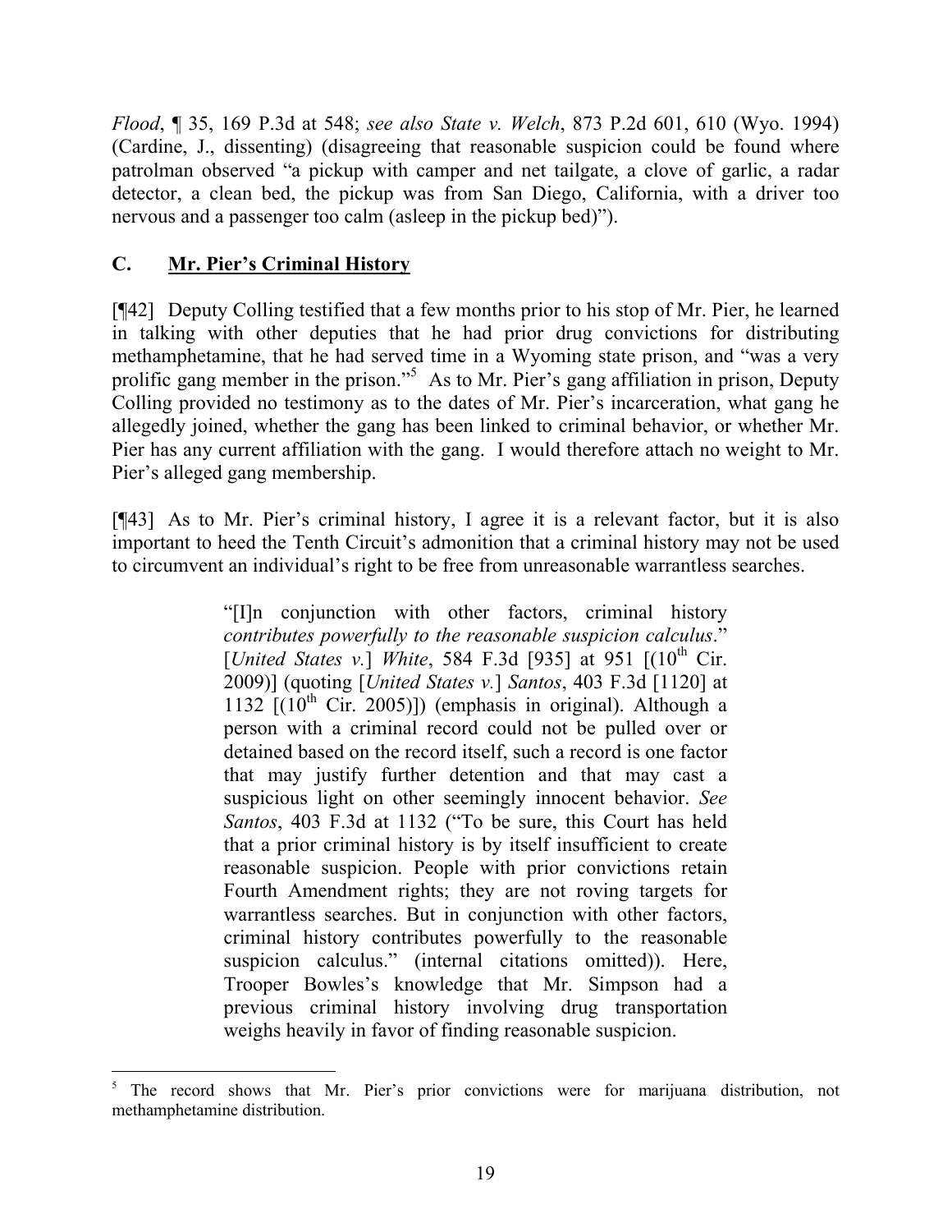*Flood*, ¶ 35, 169 P.3d at 548; *see also State v. Welch*, 873 P.2d 601, 610 (Wyo. 1994) (Cardine, J., dissenting) (disagreeing that reasonable suspicion could be found where patrolman observed "a pickup with camper and net tailgate, a clove of garlic, a radar detector, a clean bed, the pickup was from San Diego, California, with a driver too nervous and a passenger too calm (asleep in the pickup bed)").

## C. Mr. Pier's Criminal History

[¶42] Deputy Colling testified that a few months prior to his stop of Mr. Pier, he learned in talking with other deputies that he had prior drug convictions for distributing methamphetamine, that he had served time in a Wyoming state prison, and "was a very prolific gang member in the prison."[5] As to Mr. Pier's gang affiliation in prison, Deputy Colling provided no testimony as to the dates of Mr. Pier's incarceration, what gang he allegedly joined, whether the gang has been linked to criminal behavior, or whether Mr. Pier has any current affiliation with the gang. I would therefore attach no weight to Mr. Pier's alleged gang membership.

[¶43] As to Mr. Pier's criminal history, I agree it is a relevant factor, but it is also important to heed the Tenth Circuit's admonition that a criminal history may not be used to circumvent an individual's right to be free from unreasonable warrantless searches.

> "[I]n conjunction with other factors, criminal history *contributes powerfully to the reasonable suspicion calculus*." [*United States v.*] *White*, 584 F.3d [935] at 951 [(10th Cir. 2009)] (quoting [*United States v.*] *Santos*, 403 F.3d [1120] at 1132 [(10th Cir. 2005)]) (emphasis in original). Although a person with a criminal record could not be pulled over or detained based on the record itself, such a record is one factor that may justify further detention and that may cast a suspicious light on other seemingly innocent behavior. *See Santos*, 403 F.3d at 1132 ("To be sure, this Court has held that a prior criminal history is by itself insufficient to create reasonable suspicion. People with prior convictions retain Fourth Amendment rights; they are not roving targets for warrantless searches. But in conjunction with other factors, criminal history contributes powerfully to the reasonable suspicion calculus." (internal citations omitted)). Here, Trooper Bowles's knowledge that Mr. Simpson had a previous criminal history involving drug transportation weighs heavily in favor of finding reasonable suspicion.

---

[5] The record shows that Mr. Pier's prior convictions were for marijuana distribution, not methamphetamine distribution.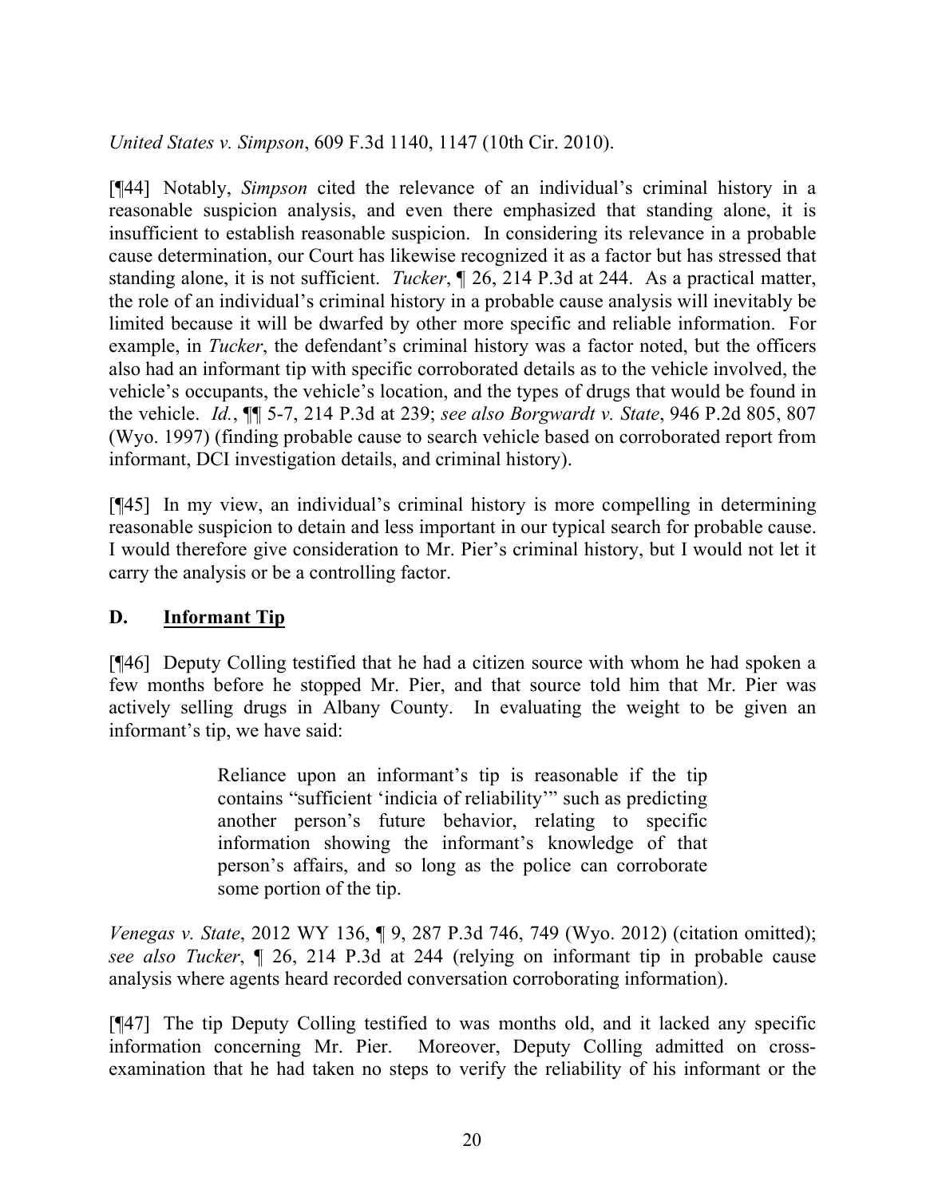*United States v. Simpson*, 609 F.3d 1140, 1147 (10th Cir. 2010).

[¶44] Notably, *Simpson* cited the relevance of an individual's criminal history in a reasonable suspicion analysis, and even there emphasized that standing alone, it is insufficient to establish reasonable suspicion. In considering its relevance in a probable cause determination, our Court has likewise recognized it as a factor but has stressed that standing alone, it is not sufficient. *Tucker*, ¶ 26, 214 P.3d at 244. As a practical matter, the role of an individual's criminal history in a probable cause analysis will inevitably be limited because it will be dwarfed by other more specific and reliable information. For example, in *Tucker*, the defendant's criminal history was a factor noted, but the officers also had an informant tip with specific corroborated details as to the vehicle involved, the vehicle's occupants, the vehicle's location, and the types of drugs that would be found in the vehicle. *Id.*, ¶¶ 5-7, 214 P.3d at 239; *see also Borgwardt v. State*, 946 P.2d 805, 807 (Wyo. 1997) (finding probable cause to search vehicle based on corroborated report from informant, DCI investigation details, and criminal history).

[¶45] In my view, an individual's criminal history is more compelling in determining reasonable suspicion to detain and less important in our typical search for probable cause. I would therefore give consideration to Mr. Pier's criminal history, but I would not let it carry the analysis or be a controlling factor.

## D. Informant Tip

[¶46] Deputy Colling testified that he had a citizen source with whom he had spoken a few months before he stopped Mr. Pier, and that source told him that Mr. Pier was actively selling drugs in Albany County. In evaluating the weight to be given an informant's tip, we have said:

> Reliance upon an informant's tip is reasonable if the tip contains "sufficient 'indicia of reliability'" such as predicting another person's future behavior, relating to specific information showing the informant's knowledge of that person's affairs, and so long as the police can corroborate some portion of the tip.

*Venegas v. State*, 2012 WY 136, ¶ 9, 287 P.3d 746, 749 (Wyo. 2012) (citation omitted); *see also Tucker*, ¶ 26, 214 P.3d at 244 (relying on informant tip in probable cause analysis where agents heard recorded conversation corroborating information).

[¶47] The tip Deputy Colling testified to was months old, and it lacked any specific information concerning Mr. Pier. Moreover, Deputy Colling admitted on cross-examination that he had taken no steps to verify the reliability of his informant or the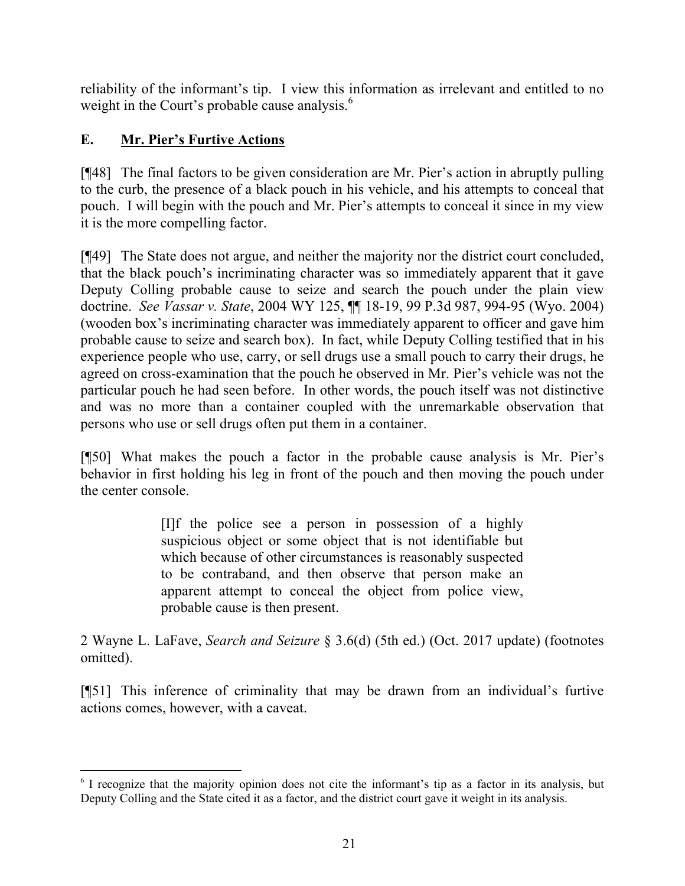reliability of the informant's tip. I view this information as irrelevant and entitled to no weight in the Court's probable cause analysis.[6]

## E. Mr. Pier's Furtive Actions

[¶48] The final factors to be given consideration are Mr. Pier's action in abruptly pulling to the curb, the presence of a black pouch in his vehicle, and his attempts to conceal that pouch. I will begin with the pouch and Mr. Pier's attempts to conceal it since in my view it is the more compelling factor.

[¶49] The State does not argue, and neither the majority nor the district court concluded, that the black pouch's incriminating character was so immediately apparent that it gave Deputy Colling probable cause to seize and search the pouch under the plain view doctrine. *See Vassar v. State*, 2004 WY 125, ¶¶ 18-19, 99 P.3d 987, 994-95 (Wyo. 2004) (wooden box's incriminating character was immediately apparent to officer and gave him probable cause to seize and search box). In fact, while Deputy Colling testified that in his experience people who use, carry, or sell drugs use a small pouch to carry their drugs, he agreed on cross-examination that the pouch he observed in Mr. Pier's vehicle was not the particular pouch he had seen before. In other words, the pouch itself was not distinctive and was no more than a container coupled with the unremarkable observation that persons who use or sell drugs often put them in a container.

[¶50] What makes the pouch a factor in the probable cause analysis is Mr. Pier's behavior in first holding his leg in front of the pouch and then moving the pouch under the center console.

> [I]f the police see a person in possession of a highly suspicious object or some object that is not identifiable but which because of other circumstances is reasonably suspected to be contraband, and then observe that person make an apparent attempt to conceal the object from police view, probable cause is then present.

2 Wayne L. LaFave, *Search and Seizure* § 3.6(d) (5th ed.) (Oct. 2017 update) (footnotes omitted).

[¶51] This inference of criminality that may be drawn from an individual's furtive actions comes, however, with a caveat.

---

[6] I recognize that the majority opinion does not cite the informant's tip as a factor in its analysis, but Deputy Colling and the State cited it as a factor, and the district court gave it weight in its analysis.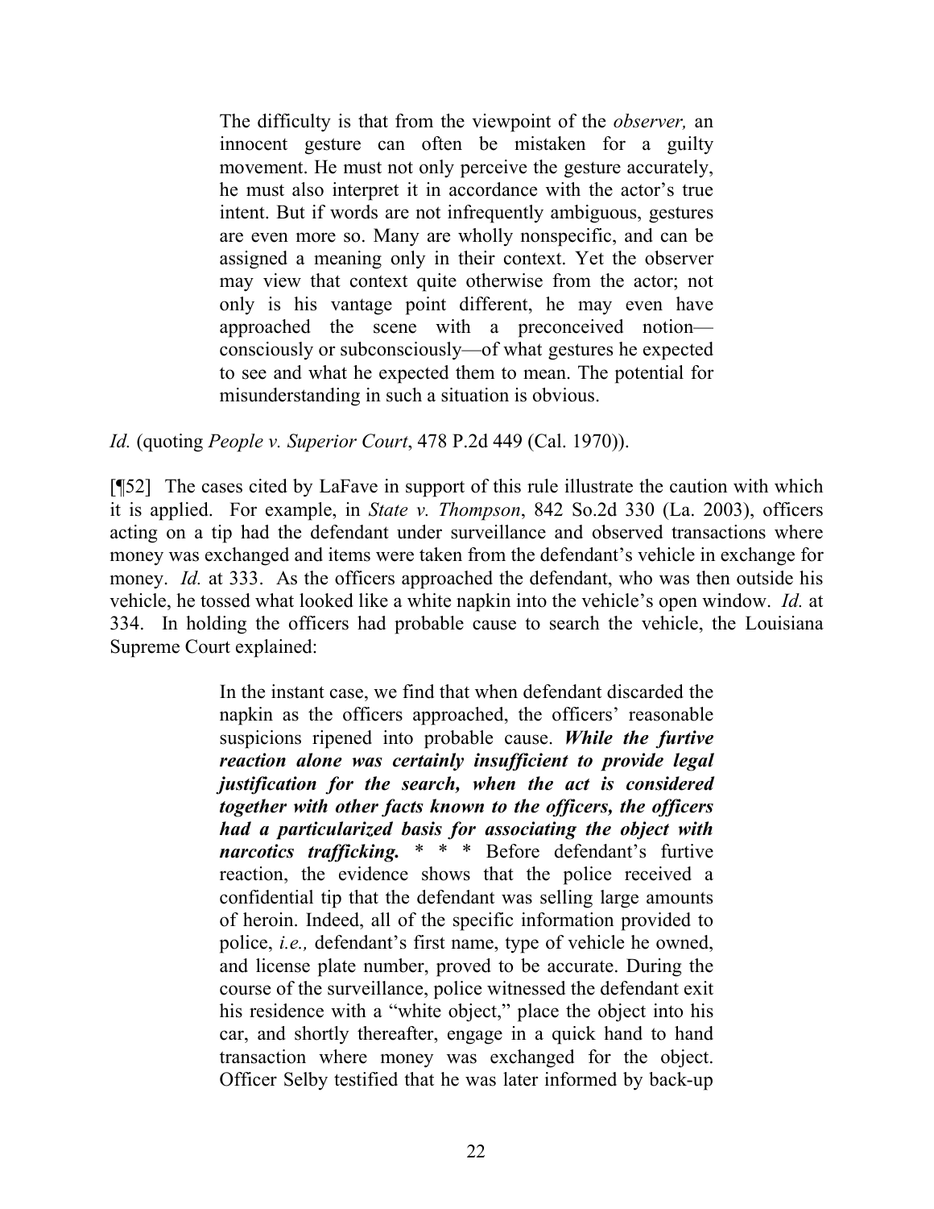> The difficulty is that from the viewpoint of the *observer,* an innocent gesture can often be mistaken for a guilty movement. He must not only perceive the gesture accurately, he must also interpret it in accordance with the actor's true intent. But if words are not infrequently ambiguous, gestures are even more so. Many are wholly nonspecific, and can be assigned a meaning only in their context. Yet the observer may view that context quite otherwise from the actor; not only is his vantage point different, he may even have approached the scene with a preconceived notion—consciously or subconsciously—of what gestures he expected to see and what he expected them to mean. The potential for misunderstanding in such a situation is obvious.

*Id.* (quoting *People v. Superior Court*, 478 P.2d 449 (Cal. 1970)).

[¶52] The cases cited by LaFave in support of this rule illustrate the caution with which it is applied. For example, in *State v. Thompson*, 842 So.2d 330 (La. 2003), officers acting on a tip had the defendant under surveillance and observed transactions where money was exchanged and items were taken from the defendant's vehicle in exchange for money. *Id.* at 333. As the officers approached the defendant, who was then outside his vehicle, he tossed what looked like a white napkin into the vehicle's open window. *Id.* at 334. In holding the officers had probable cause to search the vehicle, the Louisiana Supreme Court explained:

> In the instant case, we find that when defendant discarded the napkin as the officers approached, the officers' reasonable suspicions ripened into probable cause. ***While the furtive reaction alone was certainly insufficient to provide legal justification for the search, when the act is considered together with other facts known to the officers, the officers had a particularized basis for associating the object with narcotics trafficking.*** * * * Before defendant's furtive reaction, the evidence shows that the police received a confidential tip that the defendant was selling large amounts of heroin. Indeed, all of the specific information provided to police, *i.e.,* defendant's first name, type of vehicle he owned, and license plate number, proved to be accurate. During the course of the surveillance, police witnessed the defendant exit his residence with a "white object," place the object into his car, and shortly thereafter, engage in a quick hand to hand transaction where money was exchanged for the object. Officer Selby testified that he was later informed by back-up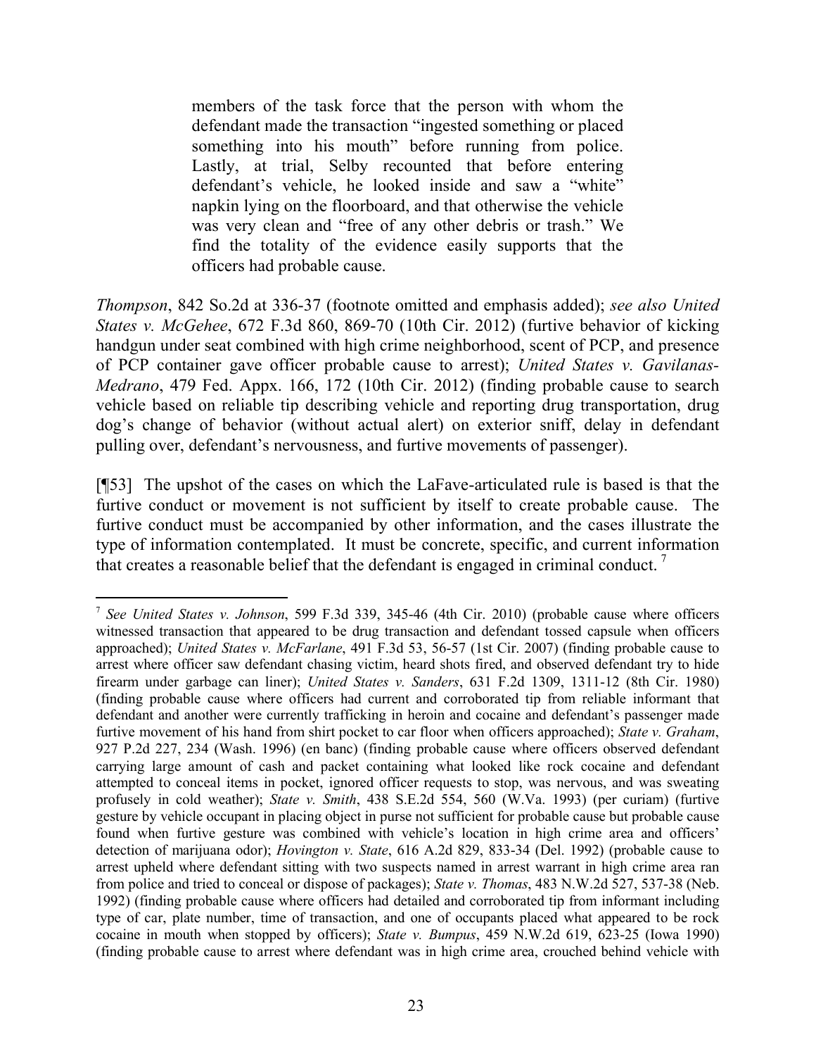> members of the task force that the person with whom the defendant made the transaction "ingested something or placed something into his mouth" before running from police. Lastly, at trial, Selby recounted that before entering defendant's vehicle, he looked inside and saw a "white" napkin lying on the floorboard, and that otherwise the vehicle was very clean and "free of any other debris or trash." We find the totality of the evidence easily supports that the officers had probable cause.

*Thompson*, 842 So.2d at 336-37 (footnote omitted and emphasis added); *see also United States v. McGehee*, 672 F.3d 860, 869-70 (10th Cir. 2012) (furtive behavior of kicking handgun under seat combined with high crime neighborhood, scent of PCP, and presence of PCP container gave officer probable cause to arrest); *United States v. Gavilanas-Medrano*, 479 Fed. Appx. 166, 172 (10th Cir. 2012) (finding probable cause to search vehicle based on reliable tip describing vehicle and reporting drug transportation, drug dog's change of behavior (without actual alert) on exterior sniff, delay in defendant pulling over, defendant's nervousness, and furtive movements of passenger).

[¶53] The upshot of the cases on which the LaFave-articulated rule is based is that the furtive conduct or movement is not sufficient by itself to create probable cause. The furtive conduct must be accompanied by other information, and the cases illustrate the type of information contemplated. It must be concrete, specific, and current information that creates a reasonable belief that the defendant is engaged in criminal conduct.[7]

---

[7] *See United States v. Johnson*, 599 F.3d 339, 345-46 (4th Cir. 2010) (probable cause where officers witnessed transaction that appeared to be drug transaction and defendant tossed capsule when officers approached); *United States v. McFarlane*, 491 F.3d 53, 56-57 (1st Cir. 2007) (finding probable cause to arrest where officer saw defendant chasing victim, heard shots fired, and observed defendant try to hide firearm under garbage can liner); *United States v. Sanders*, 631 F.2d 1309, 1311-12 (8th Cir. 1980) (finding probable cause where officers had current and corroborated tip from reliable informant that defendant and another were currently trafficking in heroin and cocaine and defendant's passenger made furtive movement of his hand from shirt pocket to car floor when officers approached); *State v. Graham*, 927 P.2d 227, 234 (Wash. 1996) (en banc) (finding probable cause where officers observed defendant carrying large amount of cash and packet containing what looked like rock cocaine and defendant attempted to conceal items in pocket, ignored officer requests to stop, was nervous, and was sweating profusely in cold weather); *State v. Smith*, 438 S.E.2d 554, 560 (W.Va. 1993) (per curiam) (furtive gesture by vehicle occupant in placing object in purse not sufficient for probable cause but probable cause found when furtive gesture was combined with vehicle's location in high crime area and officers' detection of marijuana odor); *Hovington v. State*, 616 A.2d 829, 833-34 (Del. 1992) (probable cause to arrest upheld where defendant sitting with two suspects named in arrest warrant in high crime area ran from police and tried to conceal or dispose of packages); *State v. Thomas*, 483 N.W.2d 527, 537-38 (Neb. 1992) (finding probable cause where officers had detailed and corroborated tip from informant including type of car, plate number, time of transaction, and one of occupants placed what appeared to be rock cocaine in mouth when stopped by officers); *State v. Bumpus*, 459 N.W.2d 619, 623-25 (Iowa 1990) (finding probable cause to arrest where defendant was in high crime area, crouched behind vehicle with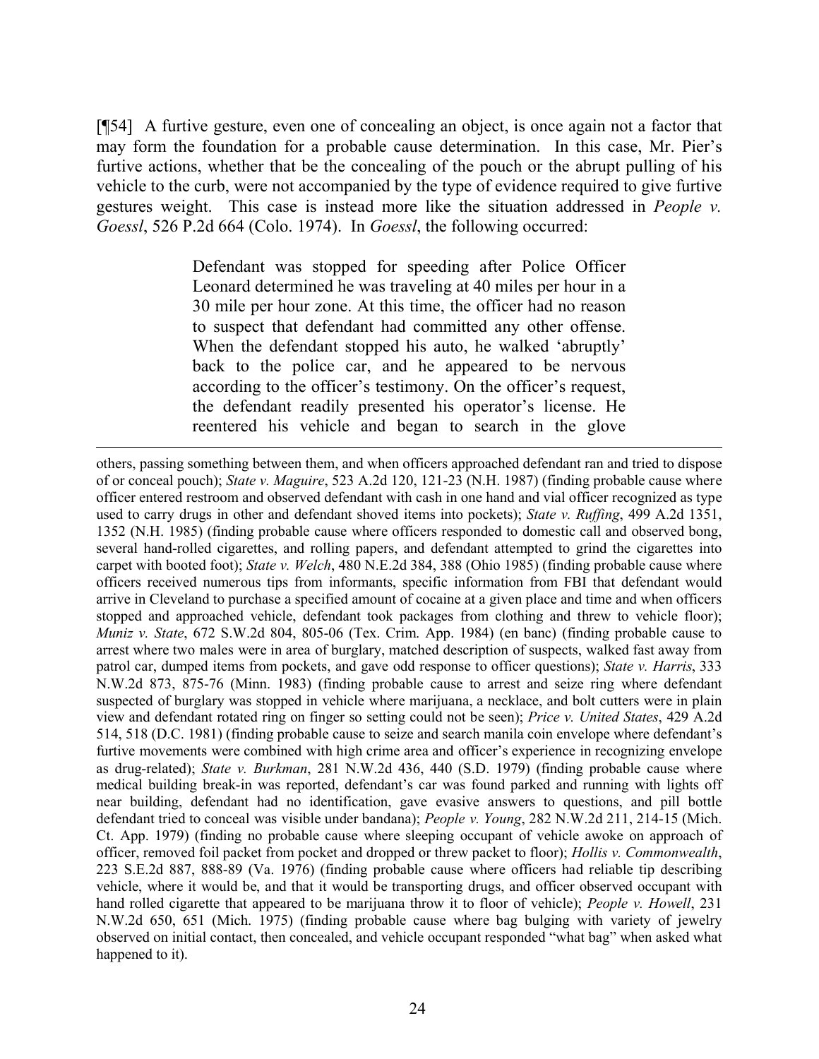[¶54] A furtive gesture, even one of concealing an object, is once again not a factor that may form the foundation for a probable cause determination. In this case, Mr. Pier's furtive actions, whether that be the concealing of the pouch or the abrupt pulling of his vehicle to the curb, were not accompanied by the type of evidence required to give furtive gestures weight. This case is instead more like the situation addressed in *People v. Goessl*, 526 P.2d 664 (Colo. 1974). In *Goessl*, the following occurred:

> Defendant was stopped for speeding after Police Officer Leonard determined he was traveling at 40 miles per hour in a 30 mile per hour zone. At this time, the officer had no reason to suspect that defendant had committed any other offense. When the defendant stopped his auto, he walked 'abruptly' back to the police car, and he appeared to be nervous according to the officer's testimony. On the officer's request, the defendant readily presented his operator's license. He reentered his vehicle and began to search in the glove

---

others, passing something between them, and when officers approached defendant ran and tried to dispose of or conceal pouch); *State v. Maguire*, 523 A.2d 120, 121-23 (N.H. 1987) (finding probable cause where officer entered restroom and observed defendant with cash in one hand and vial officer recognized as type used to carry drugs in other and defendant shoved items into pockets); *State v. Ruffing*, 499 A.2d 1351, 1352 (N.H. 1985) (finding probable cause where officers responded to domestic call and observed bong, several hand-rolled cigarettes, and rolling papers, and defendant attempted to grind the cigarettes into carpet with booted foot); *State v. Welch*, 480 N.E.2d 384, 388 (Ohio 1985) (finding probable cause where officers received numerous tips from informants, specific information from FBI that defendant would arrive in Cleveland to purchase a specified amount of cocaine at a given place and time and when officers stopped and approached vehicle, defendant took packages from clothing and threw to vehicle floor); *Muniz v. State*, 672 S.W.2d 804, 805-06 (Tex. Crim. App. 1984) (en banc) (finding probable cause to arrest where two males were in area of burglary, matched description of suspects, walked fast away from patrol car, dumped items from pockets, and gave odd response to officer questions); *State v. Harris*, 333 N.W.2d 873, 875-76 (Minn. 1983) (finding probable cause to arrest and seize ring where defendant suspected of burglary was stopped in vehicle where marijuana, a necklace, and bolt cutters were in plain view and defendant rotated ring on finger so setting could not be seen); *Price v. United States*, 429 A.2d 514, 518 (D.C. 1981) (finding probable cause to seize and search manila coin envelope where defendant's furtive movements were combined with high crime area and officer's experience in recognizing envelope as drug-related); *State v. Burkman*, 281 N.W.2d 436, 440 (S.D. 1979) (finding probable cause where medical building break-in was reported, defendant's car was found parked and running with lights off near building, defendant had no identification, gave evasive answers to questions, and pill bottle defendant tried to conceal was visible under bandana); *People v. Young*, 282 N.W.2d 211, 214-15 (Mich. Ct. App. 1979) (finding no probable cause where sleeping occupant of vehicle awoke on approach of officer, removed foil packet from pocket and dropped or threw packet to floor); *Hollis v. Commonwealth*, 223 S.E.2d 887, 888-89 (Va. 1976) (finding probable cause where officers had reliable tip describing vehicle, where it would be, and that it would be transporting drugs, and officer observed occupant with hand rolled cigarette that appeared to be marijuana throw it to floor of vehicle); *People v. Howell*, 231 N.W.2d 650, 651 (Mich. 1975) (finding probable cause where bag bulging with variety of jewelry observed on initial contact, then concealed, and vehicle occupant responded "what bag" when asked what happened to it).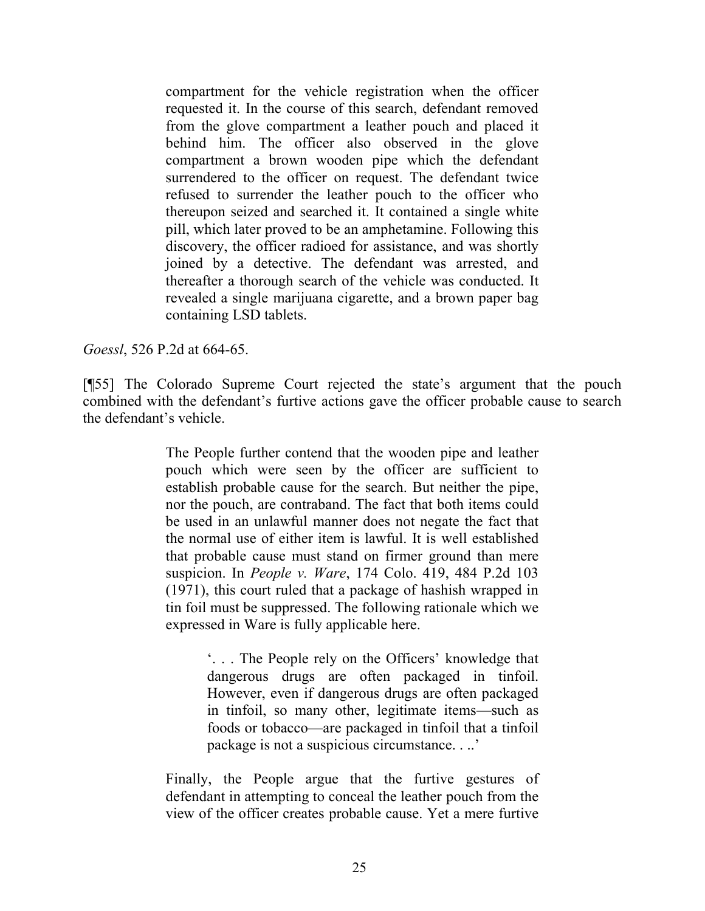> compartment for the vehicle registration when the officer requested it. In the course of this search, defendant removed from the glove compartment a leather pouch and placed it behind him. The officer also observed in the glove compartment a brown wooden pipe which the defendant surrendered to the officer on request. The defendant twice refused to surrender the leather pouch to the officer who thereupon seized and searched it. It contained a single white pill, which later proved to be an amphetamine. Following this discovery, the officer radioed for assistance, and was shortly joined by a detective. The defendant was arrested, and thereafter a thorough search of the vehicle was conducted. It revealed a single marijuana cigarette, and a brown paper bag containing LSD tablets.

*Goessl*, 526 P.2d at 664-65.

[¶55] The Colorado Supreme Court rejected the state's argument that the pouch combined with the defendant's furtive actions gave the officer probable cause to search the defendant's vehicle.

> The People further contend that the wooden pipe and leather pouch which were seen by the officer are sufficient to establish probable cause for the search. But neither the pipe, nor the pouch, are contraband. The fact that both items could be used in an unlawful manner does not negate the fact that the normal use of either item is lawful. It is well established that probable cause must stand on firmer ground than mere suspicion. In *People v. Ware*, 174 Colo. 419, 484 P.2d 103 (1971), this court ruled that a package of hashish wrapped in tin foil must be suppressed. The following rationale which we expressed in Ware is fully applicable here.
>
> > '. . . The People rely on the Officers' knowledge that dangerous drugs are often packaged in tinfoil. However, even if dangerous drugs are often packaged in tinfoil, so many other, legitimate items—such as foods or tobacco—are packaged in tinfoil that a tinfoil package is not a suspicious circumstance. . ..'
>
> Finally, the People argue that the furtive gestures of defendant in attempting to conceal the leather pouch from the view of the officer creates probable cause. Yet a mere furtive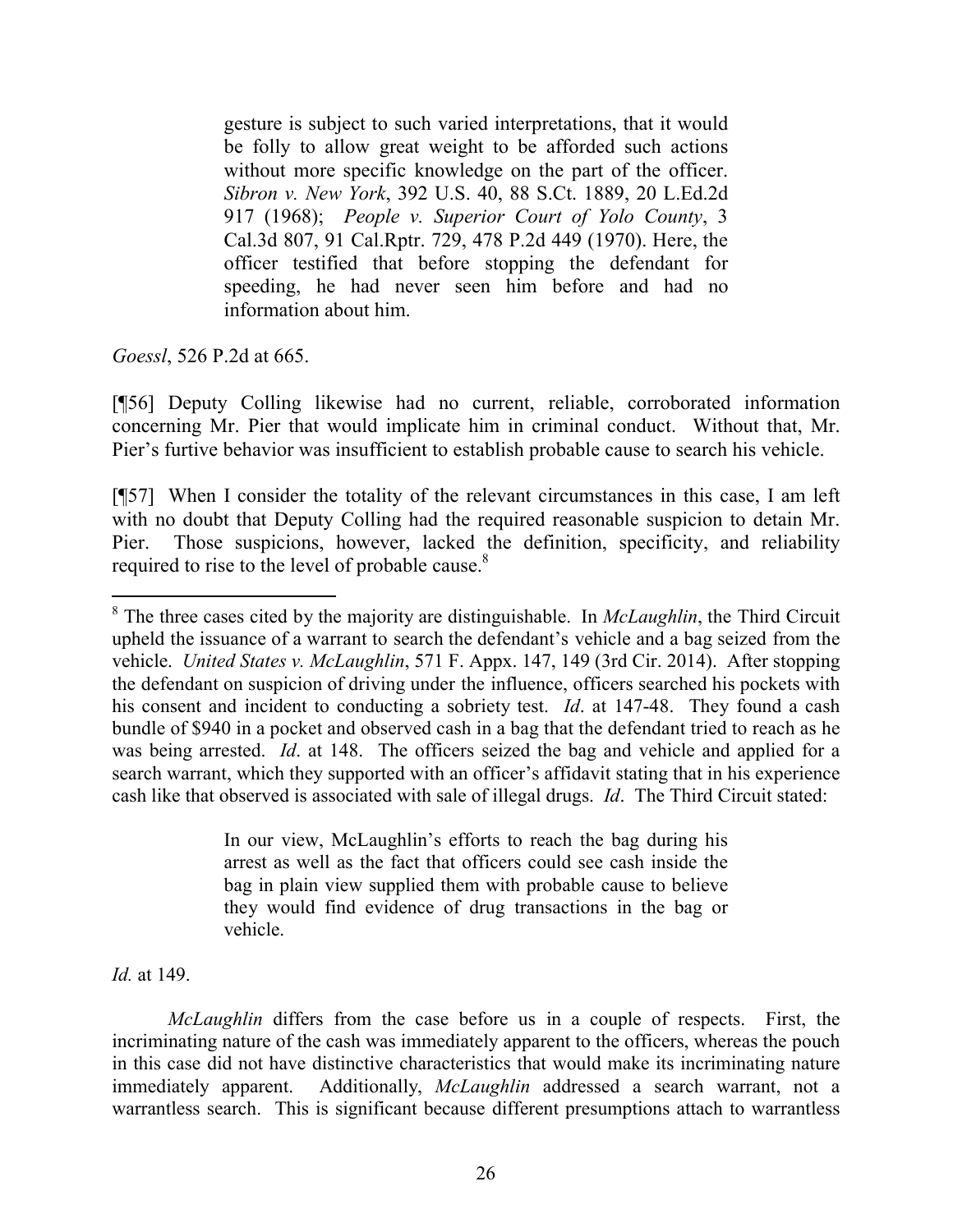> gesture is subject to such varied interpretations, that it would be folly to allow great weight to be afforded such actions without more specific knowledge on the part of the officer. *Sibron v. New York*, 392 U.S. 40, 88 S.Ct. 1889, 20 L.Ed.2d 917 (1968); *People v. Superior Court of Yolo County*, 3 Cal.3d 807, 91 Cal.Rptr. 729, 478 P.2d 449 (1970). Here, the officer testified that before stopping the defendant for speeding, he had never seen him before and had no information about him.

*Goessl*, 526 P.2d at 665.

[¶56] Deputy Colling likewise had no current, reliable, corroborated information concerning Mr. Pier that would implicate him in criminal conduct. Without that, Mr. Pier's furtive behavior was insufficient to establish probable cause to search his vehicle.

[¶57] When I consider the totality of the relevant circumstances in this case, I am left with no doubt that Deputy Colling had the required reasonable suspicion to detain Mr. Pier. Those suspicions, however, lacked the definition, specificity, and reliability required to rise to the level of probable cause.[8]

---

[8] The three cases cited by the majority are distinguishable. In *McLaughlin*, the Third Circuit upheld the issuance of a warrant to search the defendant's vehicle and a bag seized from the vehicle. *United States v. McLaughlin*, 571 F. Appx. 147, 149 (3rd Cir. 2014). After stopping the defendant on suspicion of driving under the influence, officers searched his pockets with his consent and incident to conducting a sobriety test. *Id*. at 147-48. They found a cash bundle of $940 in a pocket and observed cash in a bag that the defendant tried to reach as he was being arrested. *Id*. at 148. The officers seized the bag and vehicle and applied for a search warrant, which they supported with an officer's affidavit stating that in his experience cash like that observed is associated with sale of illegal drugs. *Id*. The Third Circuit stated:

> In our view, McLaughlin's efforts to reach the bag during his arrest as well as the fact that officers could see cash inside the bag in plain view supplied them with probable cause to believe they would find evidence of drug transactions in the bag or vehicle.

*Id.* at 149.

*McLaughlin* differs from the case before us in a couple of respects. First, the incriminating nature of the cash was immediately apparent to the officers, whereas the pouch in this case did not have distinctive characteristics that would make its incriminating nature immediately apparent. Additionally, *McLaughlin* addressed a search warrant, not a warrantless search. This is significant because different presumptions attach to warrantless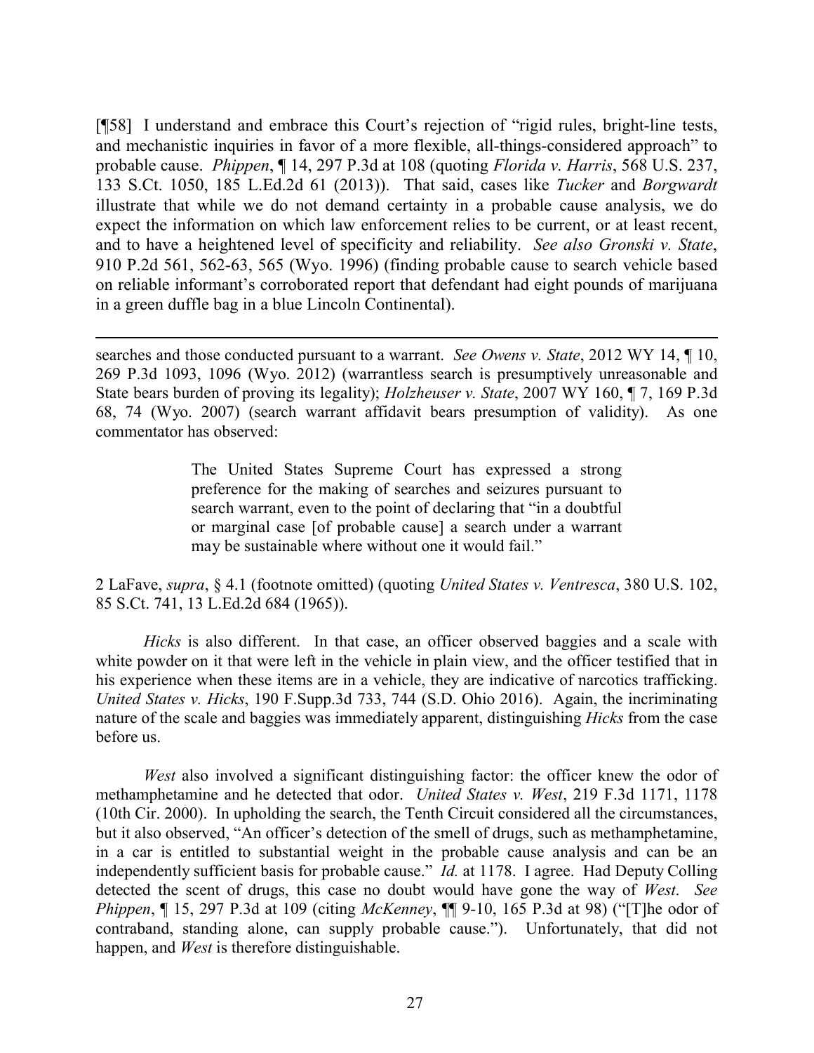[¶58] I understand and embrace this Court's rejection of "rigid rules, bright-line tests, and mechanistic inquiries in favor of a more flexible, all-things-considered approach" to probable cause. *Phippen*, ¶ 14, 297 P.3d at 108 (quoting *Florida v. Harris*, 568 U.S. 237, 133 S.Ct. 1050, 185 L.Ed.2d 61 (2013)). That said, cases like *Tucker* and *Borgwardt* illustrate that while we do not demand certainty in a probable cause analysis, we do expect the information on which law enforcement relies to be current, or at least recent, and to have a heightened level of specificity and reliability. *See also Gronski v. State*, 910 P.2d 561, 562-63, 565 (Wyo. 1996) (finding probable cause to search vehicle based on reliable informant's corroborated report that defendant had eight pounds of marijuana in a green duffle bag in a blue Lincoln Continental).

---

searches and those conducted pursuant to a warrant. *See Owens v. State*, 2012 WY 14, ¶ 10, 269 P.3d 1093, 1096 (Wyo. 2012) (warrantless search is presumptively unreasonable and State bears burden of proving its legality); *Holzheuser v. State*, 2007 WY 160, ¶ 7, 169 P.3d 68, 74 (Wyo. 2007) (search warrant affidavit bears presumption of validity). As one commentator has observed:

> The United States Supreme Court has expressed a strong preference for the making of searches and seizures pursuant to search warrant, even to the point of declaring that "in a doubtful or marginal case [of probable cause] a search under a warrant may be sustainable where without one it would fail."

2 LaFave, *supra*, § 4.1 (footnote omitted) (quoting *United States v. Ventresca*, 380 U.S. 102, 85 S.Ct. 741, 13 L.Ed.2d 684 (1965)).

*Hicks* is also different. In that case, an officer observed baggies and a scale with white powder on it that were left in the vehicle in plain view, and the officer testified that in his experience when these items are in a vehicle, they are indicative of narcotics trafficking. *United States v. Hicks*, 190 F.Supp.3d 733, 744 (S.D. Ohio 2016). Again, the incriminating nature of the scale and baggies was immediately apparent, distinguishing *Hicks* from the case before us.

*West* also involved a significant distinguishing factor: the officer knew the odor of methamphetamine and he detected that odor. *United States v. West*, 219 F.3d 1171, 1178 (10th Cir. 2000). In upholding the search, the Tenth Circuit considered all the circumstances, but it also observed, "An officer's detection of the smell of drugs, such as methamphetamine, in a car is entitled to substantial weight in the probable cause analysis and can be an independently sufficient basis for probable cause." *Id.* at 1178. I agree. Had Deputy Colling detected the scent of drugs, this case no doubt would have gone the way of *West*. *See Phippen*, ¶ 15, 297 P.3d at 109 (citing *McKenney*, ¶¶ 9-10, 165 P.3d at 98) ("[T]he odor of contraband, standing alone, can supply probable cause."). Unfortunately, that did not happen, and *West* is therefore distinguishable.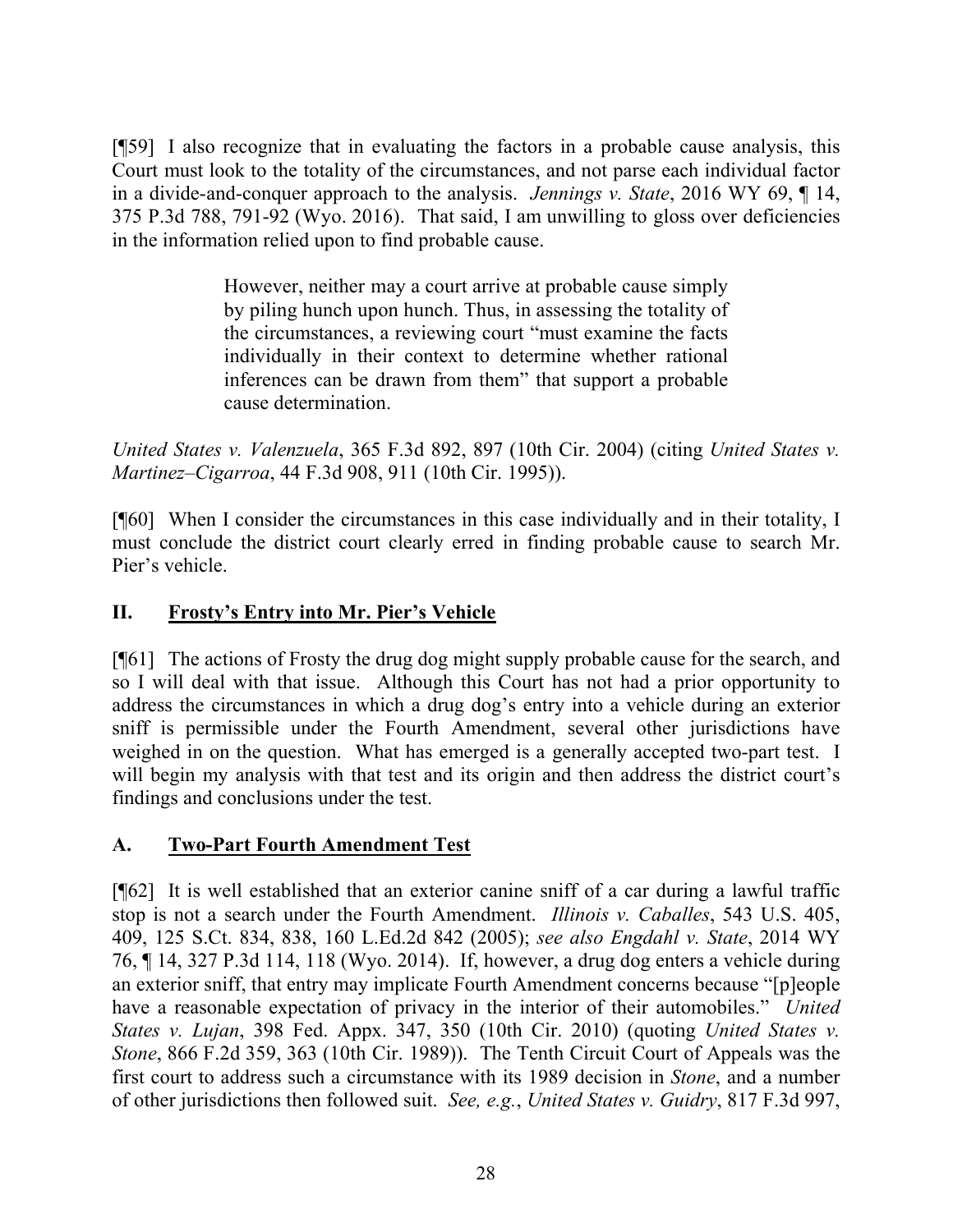[¶59] I also recognize that in evaluating the factors in a probable cause analysis, this Court must look to the totality of the circumstances, and not parse each individual factor in a divide-and-conquer approach to the analysis. *Jennings v. State*, 2016 WY 69, ¶ 14, 375 P.3d 788, 791-92 (Wyo. 2016). That said, I am unwilling to gloss over deficiencies in the information relied upon to find probable cause.

> However, neither may a court arrive at probable cause simply by piling hunch upon hunch. Thus, in assessing the totality of the circumstances, a reviewing court "must examine the facts individually in their context to determine whether rational inferences can be drawn from them" that support a probable cause determination.

*United States v. Valenzuela*, 365 F.3d 892, 897 (10th Cir. 2004) (citing *United States v. Martinez–Cigarroa*, 44 F.3d 908, 911 (10th Cir. 1995)).

[¶60] When I consider the circumstances in this case individually and in their totality, I must conclude the district court clearly erred in finding probable cause to search Mr. Pier's vehicle.

## II. Frosty's Entry into Mr. Pier's Vehicle

[¶61] The actions of Frosty the drug dog might supply probable cause for the search, and so I will deal with that issue. Although this Court has not had a prior opportunity to address the circumstances in which a drug dog's entry into a vehicle during an exterior sniff is permissible under the Fourth Amendment, several other jurisdictions have weighed in on the question. What has emerged is a generally accepted two-part test. I will begin my analysis with that test and its origin and then address the district court's findings and conclusions under the test.

### A. Two-Part Fourth Amendment Test

[¶62] It is well established that an exterior canine sniff of a car during a lawful traffic stop is not a search under the Fourth Amendment. *Illinois v. Caballes*, 543 U.S. 405, 409, 125 S.Ct. 834, 838, 160 L.Ed.2d 842 (2005); *see also Engdahl v. State*, 2014 WY 76, ¶ 14, 327 P.3d 114, 118 (Wyo. 2014). If, however, a drug dog enters a vehicle during an exterior sniff, that entry may implicate Fourth Amendment concerns because "[p]eople have a reasonable expectation of privacy in the interior of their automobiles." *United States v. Lujan*, 398 Fed. Appx. 347, 350 (10th Cir. 2010) (quoting *United States v. Stone*, 866 F.2d 359, 363 (10th Cir. 1989)). The Tenth Circuit Court of Appeals was the first court to address such a circumstance with its 1989 decision in *Stone*, and a number of other jurisdictions then followed suit. *See, e.g.*, *United States v. Guidry*, 817 F.3d 997,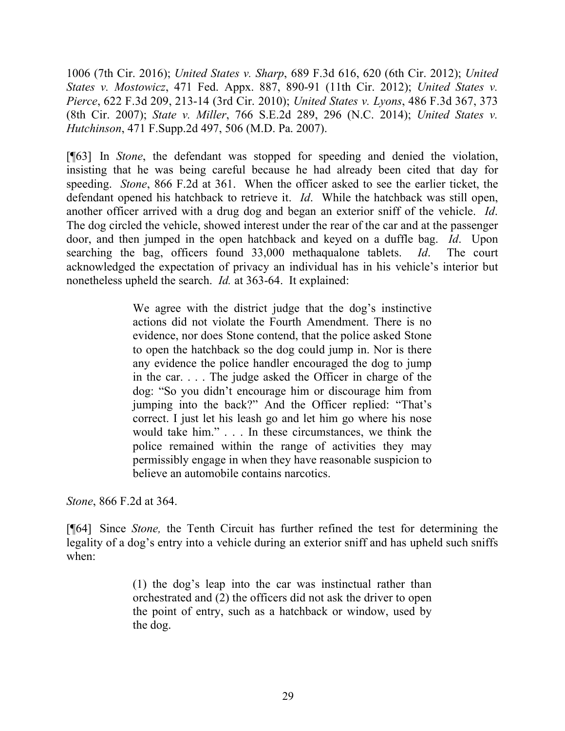1006 (7th Cir. 2016); *United States v. Sharp*, 689 F.3d 616, 620 (6th Cir. 2012); *United States v. Mostowicz*, 471 Fed. Appx. 887, 890-91 (11th Cir. 2012); *United States v. Pierce*, 622 F.3d 209, 213-14 (3rd Cir. 2010); *United States v. Lyons*, 486 F.3d 367, 373 (8th Cir. 2007); *State v. Miller*, 766 S.E.2d 289, 296 (N.C. 2014); *United States v. Hutchinson*, 471 F.Supp.2d 497, 506 (M.D. Pa. 2007).

[¶63] In *Stone*, the defendant was stopped for speeding and denied the violation, insisting that he was being careful because he had already been cited that day for speeding. *Stone*, 866 F.2d at 361. When the officer asked to see the earlier ticket, the defendant opened his hatchback to retrieve it. *Id*. While the hatchback was still open, another officer arrived with a drug dog and began an exterior sniff of the vehicle. *Id*. The dog circled the vehicle, showed interest under the rear of the car and at the passenger door, and then jumped in the open hatchback and keyed on a duffle bag. *Id*. Upon searching the bag, officers found 33,000 methaqualone tablets. *Id*. The court acknowledged the expectation of privacy an individual has in his vehicle's interior but nonetheless upheld the search. *Id.* at 363-64. It explained:

> We agree with the district judge that the dog's instinctive actions did not violate the Fourth Amendment. There is no evidence, nor does Stone contend, that the police asked Stone to open the hatchback so the dog could jump in. Nor is there any evidence the police handler encouraged the dog to jump in the car. . . . The judge asked the Officer in charge of the dog: "So you didn't encourage him or discourage him from jumping into the back?" And the Officer replied: "That's correct. I just let his leash go and let him go where his nose would take him." . . . In these circumstances, we think the police remained within the range of activities they may permissibly engage in when they have reasonable suspicion to believe an automobile contains narcotics.

*Stone*, 866 F.2d at 364.

[¶64] Since *Stone,* the Tenth Circuit has further refined the test for determining the legality of a dog's entry into a vehicle during an exterior sniff and has upheld such sniffs when:

> (1) the dog's leap into the car was instinctual rather than orchestrated and (2) the officers did not ask the driver to open the point of entry, such as a hatchback or window, used by the dog.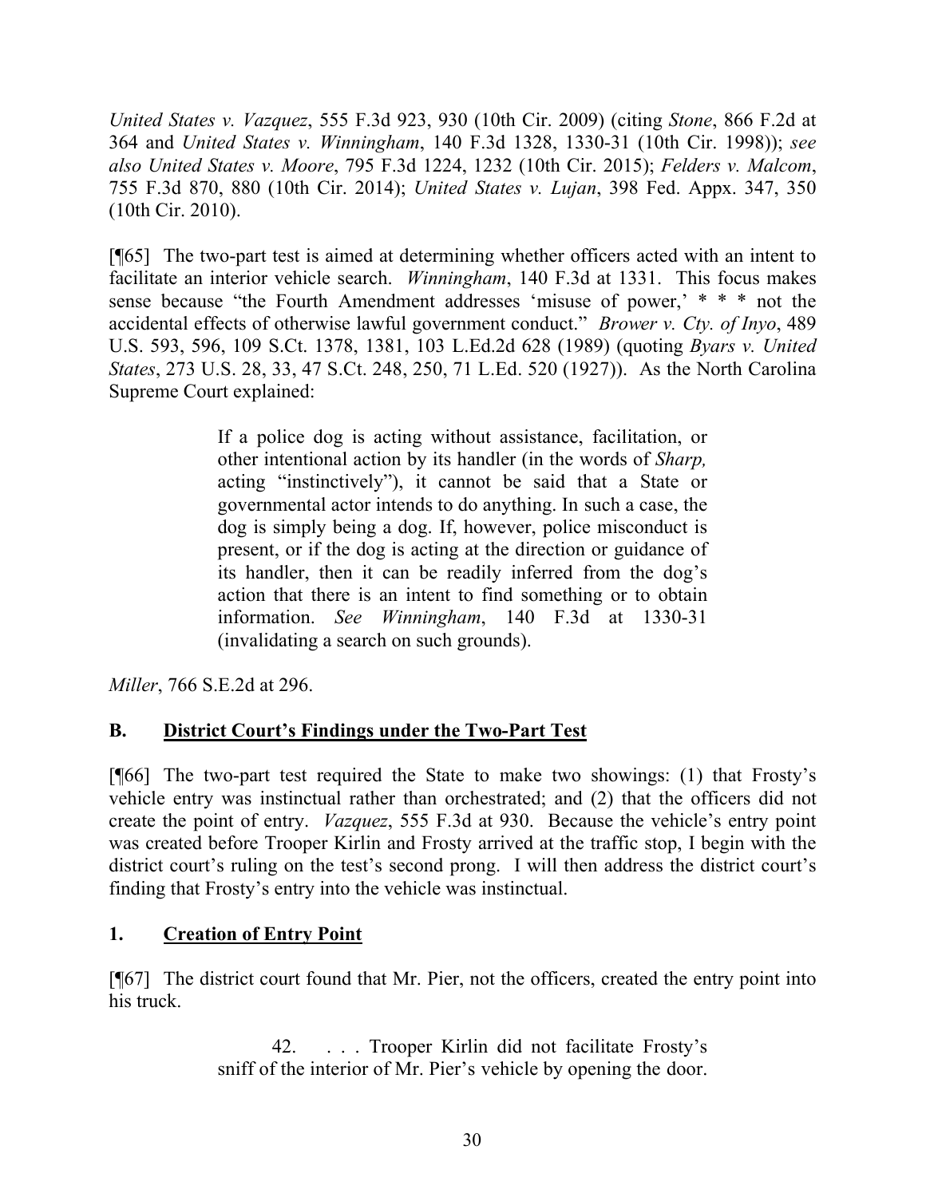*United States v. Vazquez*, 555 F.3d 923, 930 (10th Cir. 2009) (citing *Stone*, 866 F.2d at 364 and *United States v. Winningham*, 140 F.3d 1328, 1330-31 (10th Cir. 1998)); *see also United States v. Moore*, 795 F.3d 1224, 1232 (10th Cir. 2015); *Felders v. Malcom*, 755 F.3d 870, 880 (10th Cir. 2014); *United States v. Lujan*, 398 Fed. Appx. 347, 350 (10th Cir. 2010).

[¶65] The two-part test is aimed at determining whether officers acted with an intent to facilitate an interior vehicle search. *Winningham*, 140 F.3d at 1331. This focus makes sense because "the Fourth Amendment addresses 'misuse of power,' * * * not the accidental effects of otherwise lawful government conduct." *Brower v. Cty. of Inyo*, 489 U.S. 593, 596, 109 S.Ct. 1378, 1381, 103 L.Ed.2d 628 (1989) (quoting *Byars v. United States*, 273 U.S. 28, 33, 47 S.Ct. 248, 250, 71 L.Ed. 520 (1927)). As the North Carolina Supreme Court explained:

> If a police dog is acting without assistance, facilitation, or other intentional action by its handler (in the words of *Sharp,* acting "instinctively"), it cannot be said that a State or governmental actor intends to do anything. In such a case, the dog is simply being a dog. If, however, police misconduct is present, or if the dog is acting at the direction or guidance of its handler, then it can be readily inferred from the dog's action that there is an intent to find something or to obtain information. *See Winningham*, 140 F.3d at 1330-31 (invalidating a search on such grounds).

*Miller*, 766 S.E.2d at 296.

### B. District Court's Findings under the Two-Part Test

[¶66] The two-part test required the State to make two showings: (1) that Frosty's vehicle entry was instinctual rather than orchestrated; and (2) that the officers did not create the point of entry. *Vazquez*, 555 F.3d at 930. Because the vehicle's entry point was created before Trooper Kirlin and Frosty arrived at the traffic stop, I begin with the district court's ruling on the test's second prong. I will then address the district court's finding that Frosty's entry into the vehicle was instinctual.

#### 1. Creation of Entry Point

[¶67] The district court found that Mr. Pier, not the officers, created the entry point into his truck.

> 42. . . . Trooper Kirlin did not facilitate Frosty's sniff of the interior of Mr. Pier's vehicle by opening the door.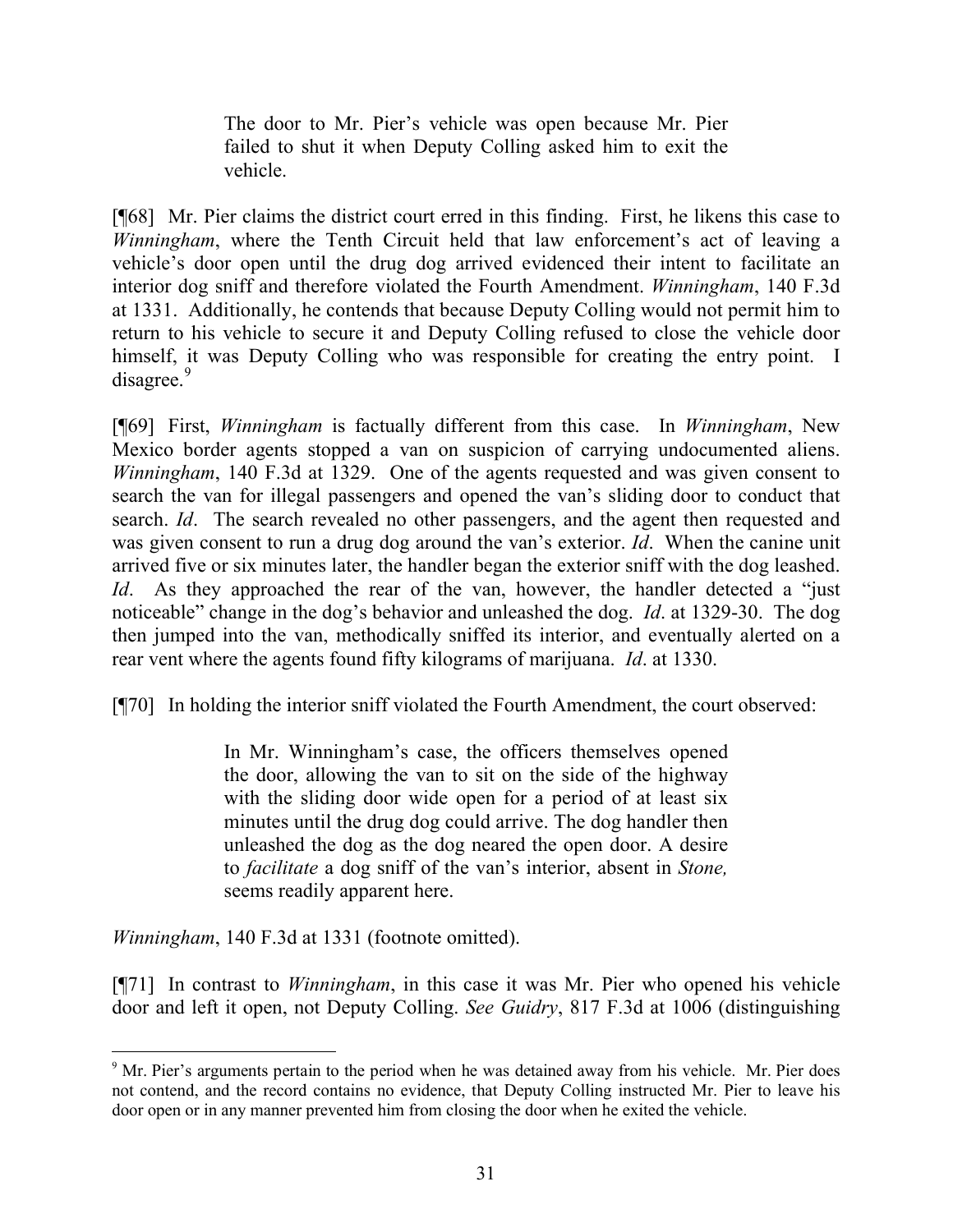> The door to Mr. Pier's vehicle was open because Mr. Pier failed to shut it when Deputy Colling asked him to exit the vehicle.

[¶68] Mr. Pier claims the district court erred in this finding. First, he likens this case to *Winningham*, where the Tenth Circuit held that law enforcement's act of leaving a vehicle's door open until the drug dog arrived evidenced their intent to facilitate an interior dog sniff and therefore violated the Fourth Amendment. *Winningham*, 140 F.3d at 1331. Additionally, he contends that because Deputy Colling would not permit him to return to his vehicle to secure it and Deputy Colling refused to close the vehicle door himself, it was Deputy Colling who was responsible for creating the entry point. I disagree.[9]

[¶69] First, *Winningham* is factually different from this case. In *Winningham*, New Mexico border agents stopped a van on suspicion of carrying undocumented aliens. *Winningham*, 140 F.3d at 1329. One of the agents requested and was given consent to search the van for illegal passengers and opened the van's sliding door to conduct that search. *Id*. The search revealed no other passengers, and the agent then requested and was given consent to run a drug dog around the van's exterior. *Id*. When the canine unit arrived five or six minutes later, the handler began the exterior sniff with the dog leashed. *Id*. As they approached the rear of the van, however, the handler detected a "just noticeable" change in the dog's behavior and unleashed the dog. *Id*. at 1329-30. The dog then jumped into the van, methodically sniffed its interior, and eventually alerted on a rear vent where the agents found fifty kilograms of marijuana. *Id*. at 1330.

[¶70] In holding the interior sniff violated the Fourth Amendment, the court observed:

> In Mr. Winningham's case, the officers themselves opened the door, allowing the van to sit on the side of the highway with the sliding door wide open for a period of at least six minutes until the drug dog could arrive. The dog handler then unleashed the dog as the dog neared the open door. A desire to *facilitate* a dog sniff of the van's interior, absent in *Stone,* seems readily apparent here.

*Winningham*, 140 F.3d at 1331 (footnote omitted).

[¶71] In contrast to *Winningham*, in this case it was Mr. Pier who opened his vehicle door and left it open, not Deputy Colling. *See Guidry*, 817 F.3d at 1006 (distinguishing

---

[9] Mr. Pier's arguments pertain to the period when he was detained away from his vehicle. Mr. Pier does not contend, and the record contains no evidence, that Deputy Colling instructed Mr. Pier to leave his door open or in any manner prevented him from closing the door when he exited the vehicle.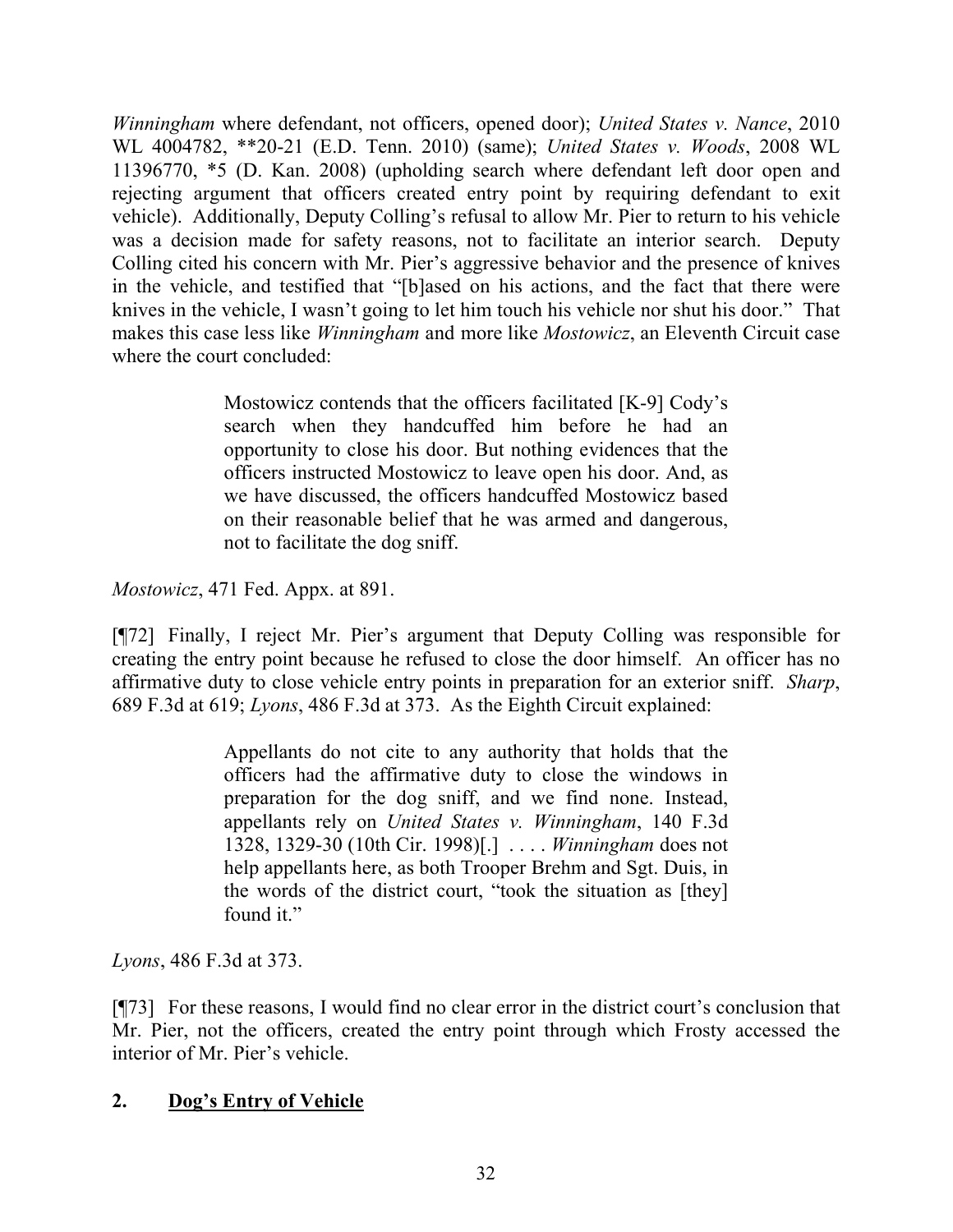*Winningham* where defendant, not officers, opened door); *United States v. Nance*, 2010 WL 4004782, **20-21 (E.D. Tenn. 2010) (same); *United States v. Woods*, 2008 WL 11396770, *5 (D. Kan. 2008) (upholding search where defendant left door open and rejecting argument that officers created entry point by requiring defendant to exit vehicle). Additionally, Deputy Colling's refusal to allow Mr. Pier to return to his vehicle was a decision made for safety reasons, not to facilitate an interior search. Deputy Colling cited his concern with Mr. Pier's aggressive behavior and the presence of knives in the vehicle, and testified that "[b]ased on his actions, and the fact that there were knives in the vehicle, I wasn't going to let him touch his vehicle nor shut his door." That makes this case less like *Winningham* and more like *Mostowicz*, an Eleventh Circuit case where the court concluded:

> Mostowicz contends that the officers facilitated [K-9] Cody's search when they handcuffed him before he had an opportunity to close his door. But nothing evidences that the officers instructed Mostowicz to leave open his door. And, as we have discussed, the officers handcuffed Mostowicz based on their reasonable belief that he was armed and dangerous, not to facilitate the dog sniff.

*Mostowicz*, 471 Fed. Appx. at 891.

[¶72] Finally, I reject Mr. Pier's argument that Deputy Colling was responsible for creating the entry point because he refused to close the door himself. An officer has no affirmative duty to close vehicle entry points in preparation for an exterior sniff. *Sharp*, 689 F.3d at 619; *Lyons*, 486 F.3d at 373. As the Eighth Circuit explained:

> Appellants do not cite to any authority that holds that the officers had the affirmative duty to close the windows in preparation for the dog sniff, and we find none. Instead, appellants rely on *United States v. Winningham*, 140 F.3d 1328, 1329-30 (10th Cir. 1998)[.] . . . . *Winningham* does not help appellants here, as both Trooper Brehm and Sgt. Duis, in the words of the district court, "took the situation as [they] found it."

*Lyons*, 486 F.3d at 373.

[¶73] For these reasons, I would find no clear error in the district court's conclusion that Mr. Pier, not the officers, created the entry point through which Frosty accessed the interior of Mr. Pier's vehicle.

## 2. Dog's Entry of Vehicle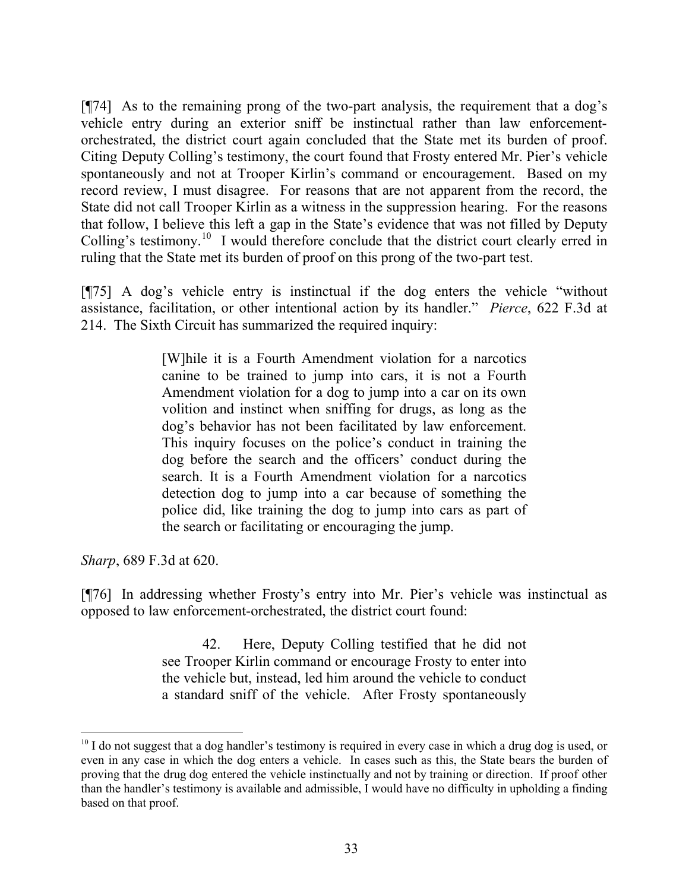[¶74] As to the remaining prong of the two-part analysis, the requirement that a dog's vehicle entry during an exterior sniff be instinctual rather than law enforcement-orchestrated, the district court again concluded that the State met its burden of proof. Citing Deputy Colling's testimony, the court found that Frosty entered Mr. Pier's vehicle spontaneously and not at Trooper Kirlin's command or encouragement. Based on my record review, I must disagree. For reasons that are not apparent from the record, the State did not call Trooper Kirlin as a witness in the suppression hearing. For the reasons that follow, I believe this left a gap in the State's evidence that was not filled by Deputy Colling's testimony.[10] I would therefore conclude that the district court clearly erred in ruling that the State met its burden of proof on this prong of the two-part test.

[¶75] A dog's vehicle entry is instinctual if the dog enters the vehicle "without assistance, facilitation, or other intentional action by its handler." *Pierce*, 622 F.3d at 214. The Sixth Circuit has summarized the required inquiry:

> [W]hile it is a Fourth Amendment violation for a narcotics canine to be trained to jump into cars, it is not a Fourth Amendment violation for a dog to jump into a car on its own volition and instinct when sniffing for drugs, as long as the dog's behavior has not been facilitated by law enforcement. This inquiry focuses on the police's conduct in training the dog before the search and the officers' conduct during the search. It is a Fourth Amendment violation for a narcotics detection dog to jump into a car because of something the police did, like training the dog to jump into cars as part of the search or facilitating or encouraging the jump.

*Sharp*, 689 F.3d at 620.

[¶76] In addressing whether Frosty's entry into Mr. Pier's vehicle was instinctual as opposed to law enforcement-orchestrated, the district court found:

> 42. Here, Deputy Colling testified that he did not see Trooper Kirlin command or encourage Frosty to enter into the vehicle but, instead, led him around the vehicle to conduct a standard sniff of the vehicle. After Frosty spontaneously

---

[10] I do not suggest that a dog handler's testimony is required in every case in which a drug dog is used, or even in any case in which the dog enters a vehicle. In cases such as this, the State bears the burden of proving that the drug dog entered the vehicle instinctually and not by training or direction. If proof other than the handler's testimony is available and admissible, I would have no difficulty in upholding a finding based on that proof.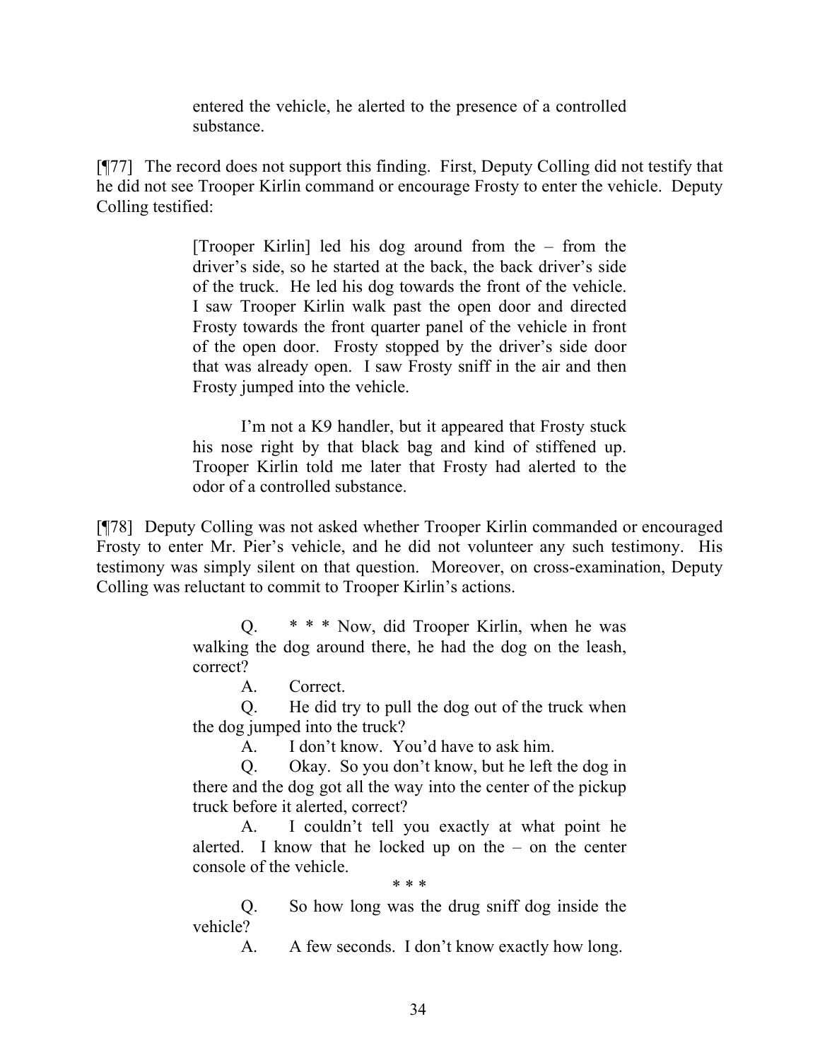> entered the vehicle, he alerted to the presence of a controlled substance.

[¶77] The record does not support this finding. First, Deputy Colling did not testify that he did not see Trooper Kirlin command or encourage Frosty to enter the vehicle. Deputy Colling testified:

> [Trooper Kirlin] led his dog around from the – from the driver's side, so he started at the back, the back driver's side of the truck. He led his dog towards the front of the vehicle. I saw Trooper Kirlin walk past the open door and directed Frosty towards the front quarter panel of the vehicle in front of the open door. Frosty stopped by the driver's side door that was already open. I saw Frosty sniff in the air and then Frosty jumped into the vehicle.
>
> I'm not a K9 handler, but it appeared that Frosty stuck his nose right by that black bag and kind of stiffened up. Trooper Kirlin told me later that Frosty had alerted to the odor of a controlled substance.

[¶78] Deputy Colling was not asked whether Trooper Kirlin commanded or encouraged Frosty to enter Mr. Pier's vehicle, and he did not volunteer any such testimony. His testimony was simply silent on that question. Moreover, on cross-examination, Deputy Colling was reluctant to commit to Trooper Kirlin's actions.

> Q. * * * Now, did Trooper Kirlin, when he was walking the dog around there, he had the dog on the leash, correct?
>
> A. Correct.
>
> Q. He did try to pull the dog out of the truck when the dog jumped into the truck?
>
> A. I don't know. You'd have to ask him.
>
> Q. Okay. So you don't know, but he left the dog in there and the dog got all the way into the center of the pickup truck before it alerted, correct?
>
> A. I couldn't tell you exactly at what point he alerted. I know that he locked up on the – on the center console of the vehicle.
>
> \* \* \*
>
> Q. So how long was the drug sniff dog inside the vehicle?
>
> A. A few seconds. I don't know exactly how long.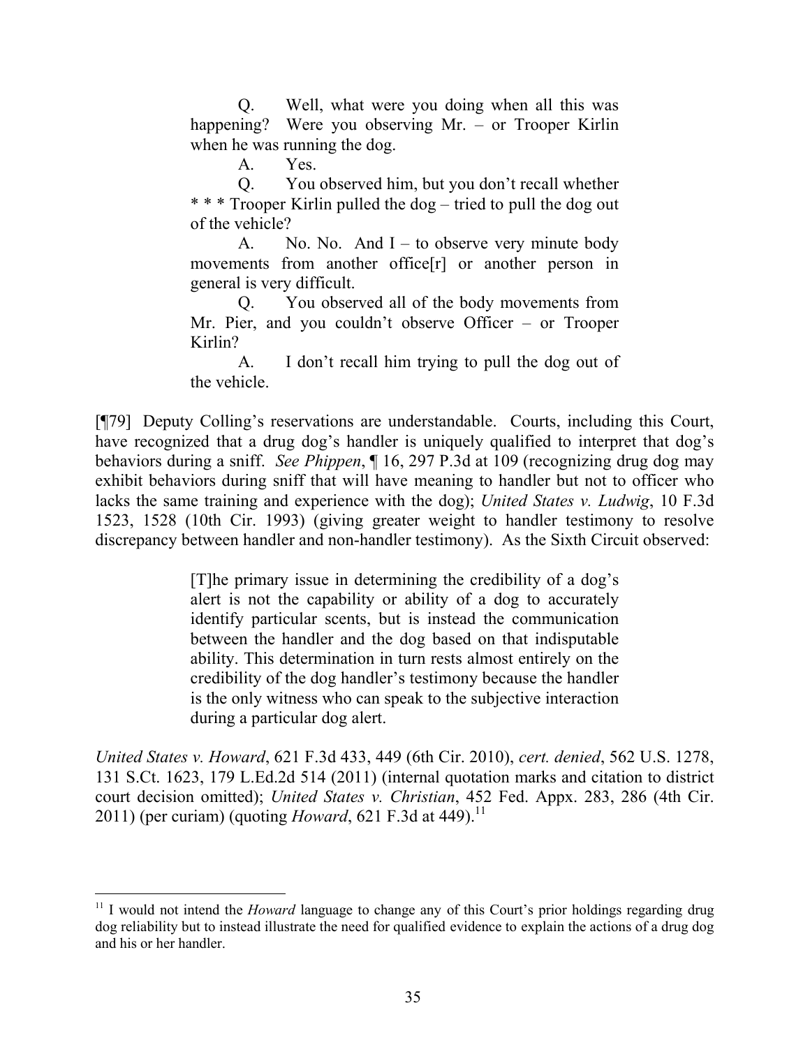> Q. Well, what were you doing when all this was happening? Were you observing Mr. – or Trooper Kirlin when he was running the dog.
>
> A. Yes.
>
> Q. You observed him, but you don't recall whether * * * Trooper Kirlin pulled the dog – tried to pull the dog out of the vehicle?
>
> A. No. No. And I – to observe very minute body movements from another office[r] or another person in general is very difficult.
>
> Q. You observed all of the body movements from Mr. Pier, and you couldn't observe Officer – or Trooper Kirlin?
>
> A. I don't recall him trying to pull the dog out of the vehicle.

[¶79] Deputy Colling's reservations are understandable. Courts, including this Court, have recognized that a drug dog's handler is uniquely qualified to interpret that dog's behaviors during a sniff. *See Phippen*, ¶ 16, 297 P.3d at 109 (recognizing drug dog may exhibit behaviors during sniff that will have meaning to handler but not to officer who lacks the same training and experience with the dog); *United States v. Ludwig*, 10 F.3d 1523, 1528 (10th Cir. 1993) (giving greater weight to handler testimony to resolve discrepancy between handler and non-handler testimony). As the Sixth Circuit observed:

> [T]he primary issue in determining the credibility of a dog's alert is not the capability or ability of a dog to accurately identify particular scents, but is instead the communication between the handler and the dog based on that indisputable ability. This determination in turn rests almost entirely on the credibility of the dog handler's testimony because the handler is the only witness who can speak to the subjective interaction during a particular dog alert.

*United States v. Howard*, 621 F.3d 433, 449 (6th Cir. 2010), *cert. denied*, 562 U.S. 1278, 131 S.Ct. 1623, 179 L.Ed.2d 514 (2011) (internal quotation marks and citation to district court decision omitted); *United States v. Christian*, 452 Fed. Appx. 283, 286 (4th Cir. 2011) (per curiam) (quoting *Howard*, 621 F.3d at 449).[11]

---

[11] I would not intend the *Howard* language to change any of this Court's prior holdings regarding drug dog reliability but to instead illustrate the need for qualified evidence to explain the actions of a drug dog and his or her handler.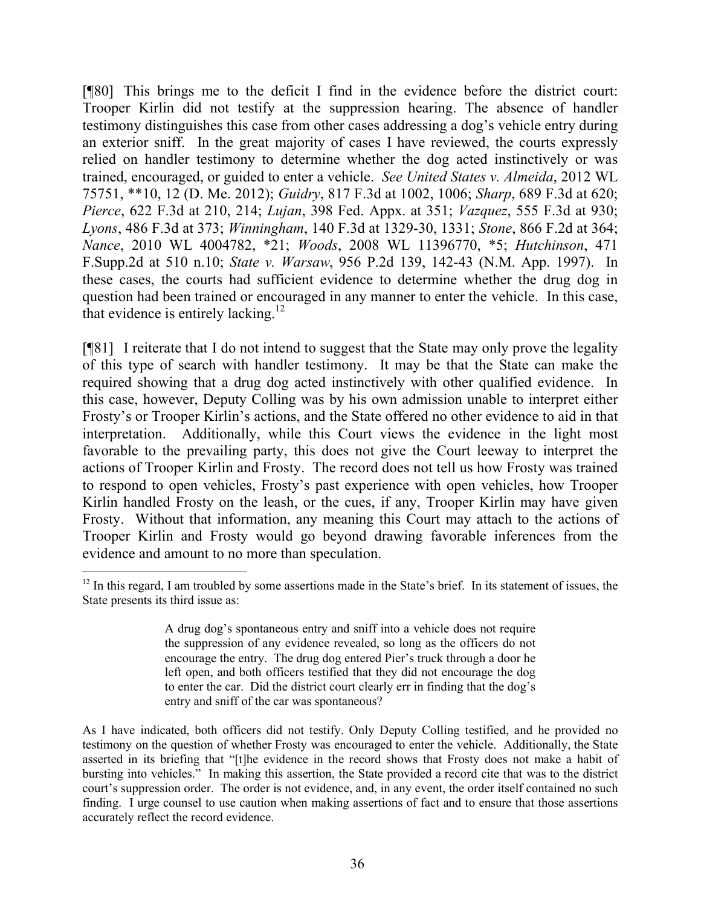[¶80] This brings me to the deficit I find in the evidence before the district court: Trooper Kirlin did not testify at the suppression hearing. The absence of handler testimony distinguishes this case from other cases addressing a dog's vehicle entry during an exterior sniff. In the great majority of cases I have reviewed, the courts expressly relied on handler testimony to determine whether the dog acted instinctively or was trained, encouraged, or guided to enter a vehicle. *See United States v. Almeida*, 2012 WL 75751, **10, 12 (D. Me. 2012); *Guidry*, 817 F.3d at 1002, 1006; *Sharp*, 689 F.3d at 620; *Pierce*, 622 F.3d at 210, 214; *Lujan*, 398 Fed. Appx. at 351; *Vazquez*, 555 F.3d at 930; *Lyons*, 486 F.3d at 373; *Winningham*, 140 F.3d at 1329-30, 1331; *Stone*, 866 F.2d at 364; *Nance*, 2010 WL 4004782, *21; *Woods*, 2008 WL 11396770, *5; *Hutchinson*, 471 F.Supp.2d at 510 n.10; *State v. Warsaw*, 956 P.2d 139, 142-43 (N.M. App. 1997). In these cases, the courts had sufficient evidence to determine whether the drug dog in question had been trained or encouraged in any manner to enter the vehicle. In this case, that evidence is entirely lacking.[12]

[¶81] I reiterate that I do not intend to suggest that the State may only prove the legality of this type of search with handler testimony. It may be that the State can make the required showing that a drug dog acted instinctively with other qualified evidence. In this case, however, Deputy Colling was by his own admission unable to interpret either Frosty's or Trooper Kirlin's actions, and the State offered no other evidence to aid in that interpretation. Additionally, while this Court views the evidence in the light most favorable to the prevailing party, this does not give the Court leeway to interpret the actions of Trooper Kirlin and Frosty. The record does not tell us how Frosty was trained to respond to open vehicles, Frosty's past experience with open vehicles, how Trooper Kirlin handled Frosty on the leash, or the cues, if any, Trooper Kirlin may have given Frosty. Without that information, any meaning this Court may attach to the actions of Trooper Kirlin and Frosty would go beyond drawing favorable inferences from the evidence and amount to no more than speculation.

---

[12] In this regard, I am troubled by some assertions made in the State's brief. In its statement of issues, the State presents its third issue as:

> A drug dog's spontaneous entry and sniff into a vehicle does not require the suppression of any evidence revealed, so long as the officers do not encourage the entry. The drug dog entered Pier's truck through a door he left open, and both officers testified that they did not encourage the dog to enter the car. Did the district court clearly err in finding that the dog's entry and sniff of the car was spontaneous?

As I have indicated, both officers did not testify. Only Deputy Colling testified, and he provided no testimony on the question of whether Frosty was encouraged to enter the vehicle. Additionally, the State asserted in its briefing that "[t]he evidence in the record shows that Frosty does not make a habit of bursting into vehicles." In making this assertion, the State provided a record cite that was to the district court's suppression order. The order is not evidence, and, in any event, the order itself contained no such finding. I urge counsel to use caution when making assertions of fact and to ensure that those assertions accurately reflect the record evidence.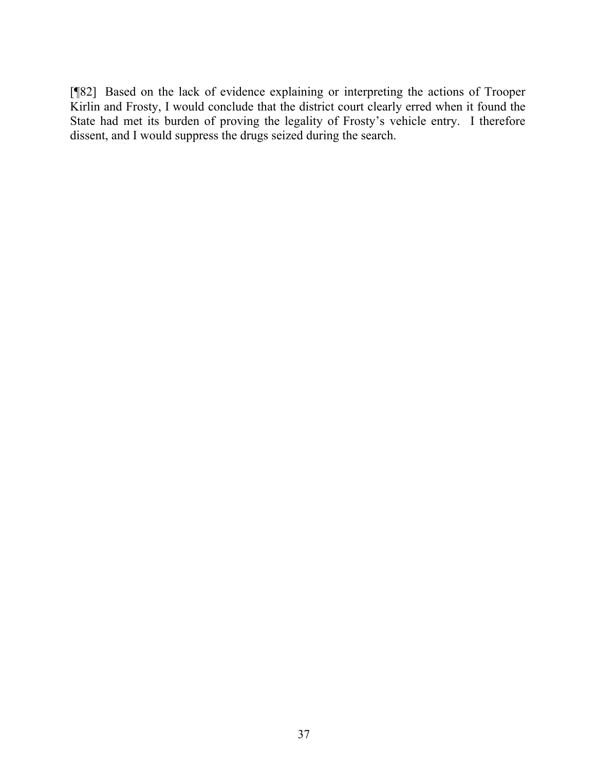[¶82] Based on the lack of evidence explaining or interpreting the actions of Trooper Kirlin and Frosty, I would conclude that the district court clearly erred when it found the State had met its burden of proving the legality of Frosty's vehicle entry. I therefore dissent, and I would suppress the drugs seized during the search.